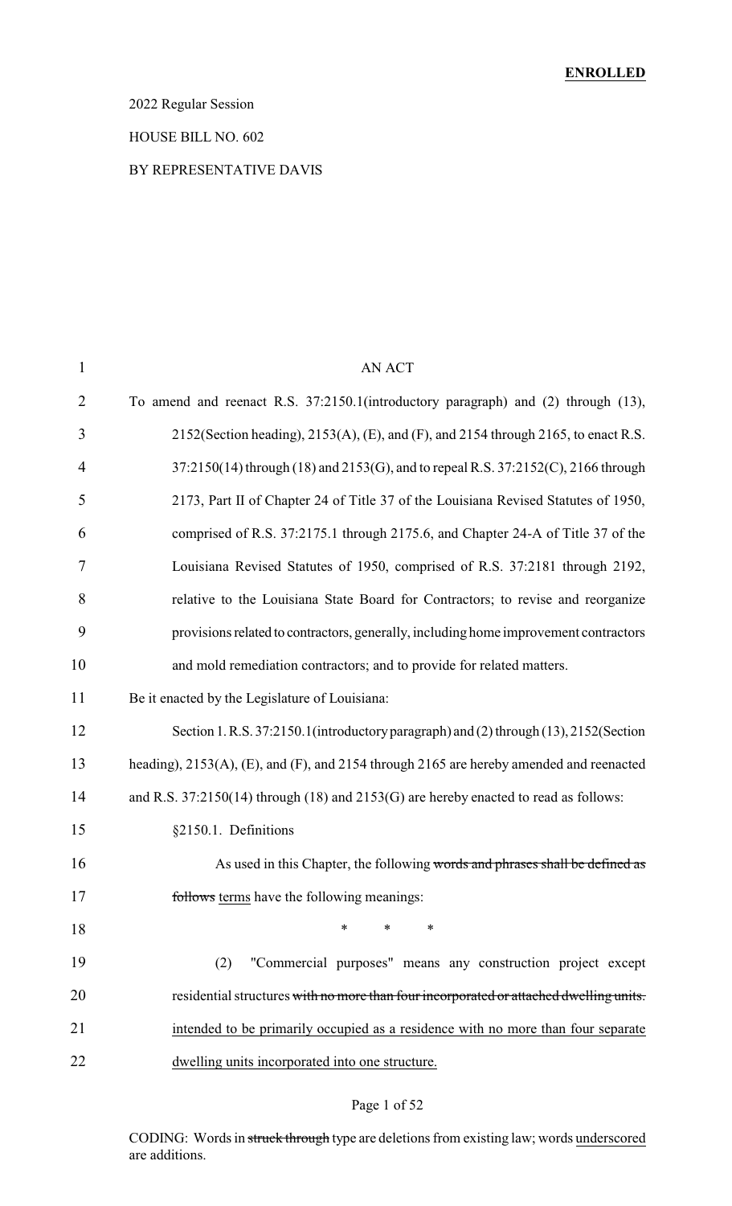**ENROLLED**

2022 Regular Session

HOUSE BILL NO. 602

BY REPRESENTATIVE DAVIS

AN ACT

To amend and reenact R.S. 37:2150.1(introductory paragraph) and (2) through (13), 2152(Section heading), 2153(A), (E), and (F), and 2154 through 2165, to enact R.S. 37:2150(14) through (18) and 2153(G), and to repeal R.S. 37:2152(C), 2166 through 2173, Part II of Chapter 24 of Title 37 of the Louisiana Revised Statutes of 1950, comprised of R.S. 37:2175.1 through 2175.6, and Chapter 24-A of Title 37 of the Louisiana Revised Statutes of 1950, comprised of R.S. 37:2181 through 2192, relative to the Louisiana State Board for Contractors; to revise and reorganize provisions related to contractors, generally, including home improvement contractors and mold remediation contractors; and to provide for related matters.

Be it enacted by the Legislature of Louisiana:

Section 1. R.S. 37:2150.1(introductory paragraph) and (2) through (13), 2152(Section heading), 2153(A), (E), and (F), and 2154 through 2165 are hereby amended and reenacted and R.S. 37:2150(14) through (18) and 2153(G) are hereby enacted to read as follows:

§2150.1. Definitions

As used in this Chapter, the following ~~words and phrases shall be defined as follows~~ terms have the following meanings:

\* \* \*

(2) "Commercial purposes" means any construction project except residential structures ~~with no more than four incorporated or attached dwelling units.~~ intended to be primarily occupied as a residence with no more than four separate dwelling units incorporated into one structure.

CODING: Words in ~~struck through~~ type are deletions from existing law; words underscored are additions.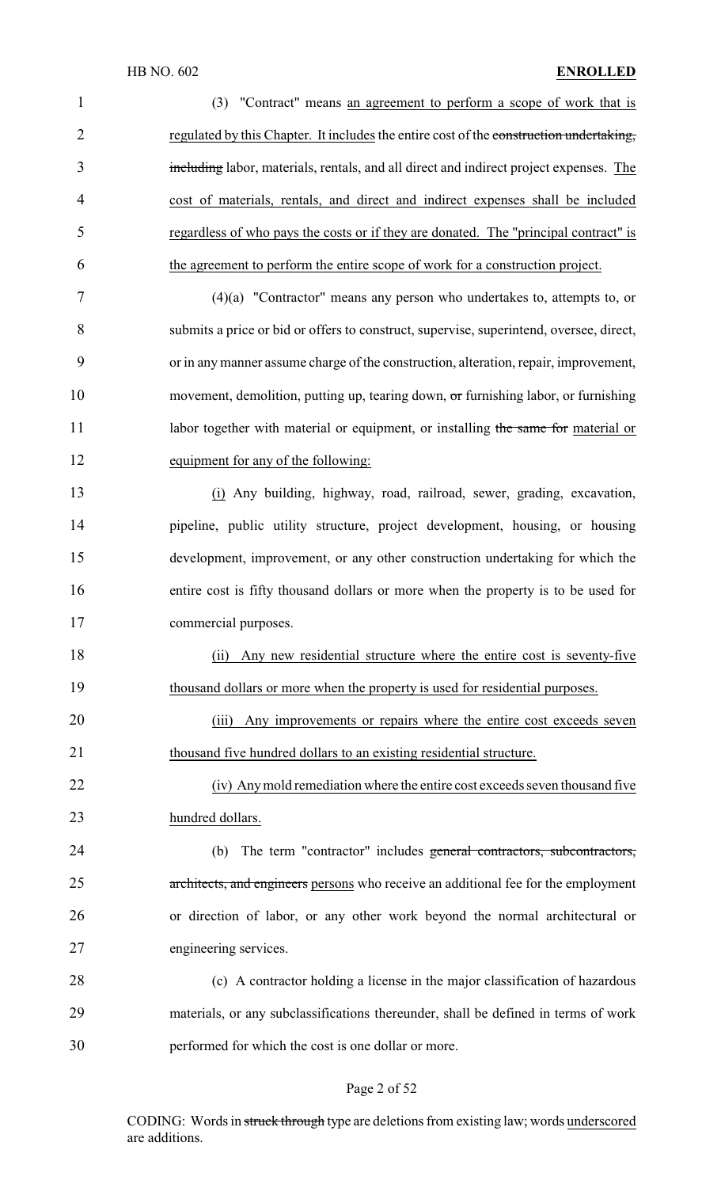(3) "Contract" means an agreement to perform a scope of work that is regulated by this Chapter. It includes the entire cost of the ~~construction undertaking, including~~ labor, materials, rentals, and all direct and indirect project expenses. The cost of materials, rentals, and direct and indirect expenses shall be included regardless of who pays the costs or if they are donated. The "principal contract" is the agreement to perform the entire scope of work for a construction project.

(4)(a) "Contractor" means any person who undertakes to, attempts to, or submits a price or bid or offers to construct, supervise, superintend, oversee, direct, or in any manner assume charge of the construction, alteration, repair, improvement, movement, demolition, putting up, tearing down, ~~or~~ furnishing labor, or furnishing labor together with material or equipment, or installing ~~the same for~~ material or equipment for any of the following:

(i) Any building, highway, road, railroad, sewer, grading, excavation, pipeline, public utility structure, project development, housing, or housing development, improvement, or any other construction undertaking for which the entire cost is fifty thousand dollars or more when the property is to be used for commercial purposes.

(ii) Any new residential structure where the entire cost is seventy-five thousand dollars or more when the property is used for residential purposes.

(iii) Any improvements or repairs where the entire cost exceeds seven thousand five hundred dollars to an existing residential structure.

(iv) Any mold remediation where the entire cost exceeds seven thousand five hundred dollars.

(b) The term "contractor" includes ~~general contractors, subcontractors, architects, and engineers~~ persons who receive an additional fee for the employment or direction of labor, or any other work beyond the normal architectural or engineering services.

(c) A contractor holding a license in the major classification of hazardous materials, or any subclassifications thereunder, shall be defined in terms of work performed for which the cost is one dollar or more.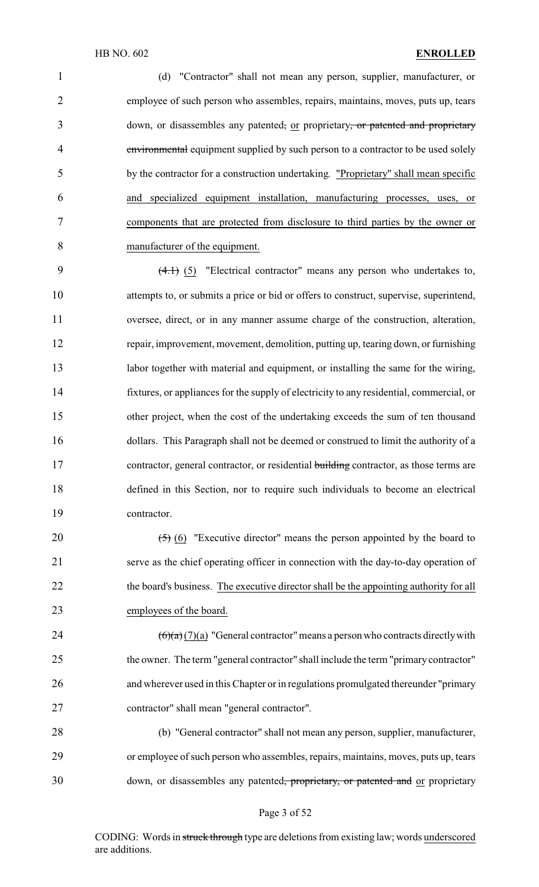(d) "Contractor" shall not mean any person, supplier, manufacturer, or employee of such person who assembles, repairs, maintains, moves, puts up, tears down, or disassembles any patented, or proprietary, or patented and proprietary environmental equipment supplied by such person to a contractor to be used solely by the contractor for a construction undertaking. "Proprietary" shall mean specific and specialized equipment installation, manufacturing processes, uses, or components that are protected from disclosure to third parties by the owner or manufacturer of the equipment.

(4.1) (5) "Electrical contractor" means any person who undertakes to, attempts to, or submits a price or bid or offers to construct, supervise, superintend, oversee, direct, or in any manner assume charge of the construction, alteration, repair, improvement, movement, demolition, putting up, tearing down, or furnishing labor together with material and equipment, or installing the same for the wiring, fixtures, or appliances for the supply of electricity to any residential, commercial, or other project, when the cost of the undertaking exceeds the sum of ten thousand dollars. This Paragraph shall not be deemed or construed to limit the authority of a contractor, general contractor, or residential building contractor, as those terms are defined in this Section, nor to require such individuals to become an electrical contractor.

(5) (6) "Executive director" means the person appointed by the board to serve as the chief operating officer in connection with the day-to-day operation of the board's business. The executive director shall be the appointing authority for all employees of the board.

(6)(a) (7)(a) "General contractor" means a person who contracts directly with the owner. The term "general contractor" shall include the term "primary contractor" and wherever used in this Chapter or in regulations promulgated thereunder "primary contractor" shall mean "general contractor".

(b) "General contractor" shall not mean any person, supplier, manufacturer, or employee of such person who assembles, repairs, maintains, moves, puts up, tears down, or disassembles any patented, proprietary, or patented and or proprietary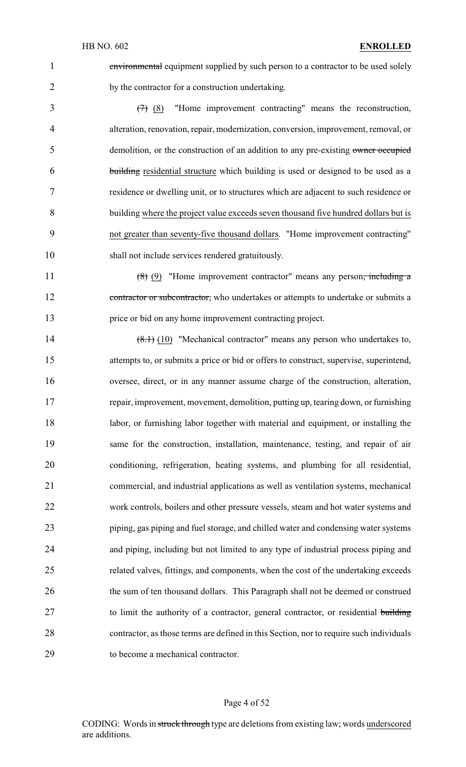~~environmental~~ equipment supplied by such person to a contractor to be used solely by the contractor for a construction undertaking.

~~(7)~~ <u>(8)</u> "Home improvement contracting" means the reconstruction, alteration, renovation, repair, modernization, conversion, improvement, removal, or demolition, or the construction of an addition to any pre-existing ~~owner occupied building~~ <u>residential structure</u> which building is used or designed to be used as a residence or dwelling unit, or to structures which are adjacent to such residence or building <u>where the project value exceeds seven thousand five hundred dollars but is not greater than seventy-five thousand dollars</u>. "Home improvement contracting" shall not include services rendered gratuitously.

~~(8)~~ <u>(9)</u> "Home improvement contractor" means any person~~, including a contractor or subcontractor,~~ who undertakes or attempts to undertake or submits a price or bid on any home improvement contracting project.

~~(8.1)~~ <u>(10)</u> "Mechanical contractor" means any person who undertakes to, attempts to, or submits a price or bid or offers to construct, supervise, superintend, oversee, direct, or in any manner assume charge of the construction, alteration, repair, improvement, movement, demolition, putting up, tearing down, or furnishing labor, or furnishing labor together with material and equipment, or installing the same for the construction, installation, maintenance, testing, and repair of air conditioning, refrigeration, heating systems, and plumbing for all residential, commercial, and industrial applications as well as ventilation systems, mechanical work controls, boilers and other pressure vessels, steam and hot water systems and piping, gas piping and fuel storage, and chilled water and condensing water systems and piping, including but not limited to any type of industrial process piping and related valves, fittings, and components, when the cost of the undertaking exceeds the sum of ten thousand dollars. This Paragraph shall not be deemed or construed to limit the authority of a contractor, general contractor, or residential ~~building~~ contractor, as those terms are defined in this Section, nor to require such individuals to become a mechanical contractor.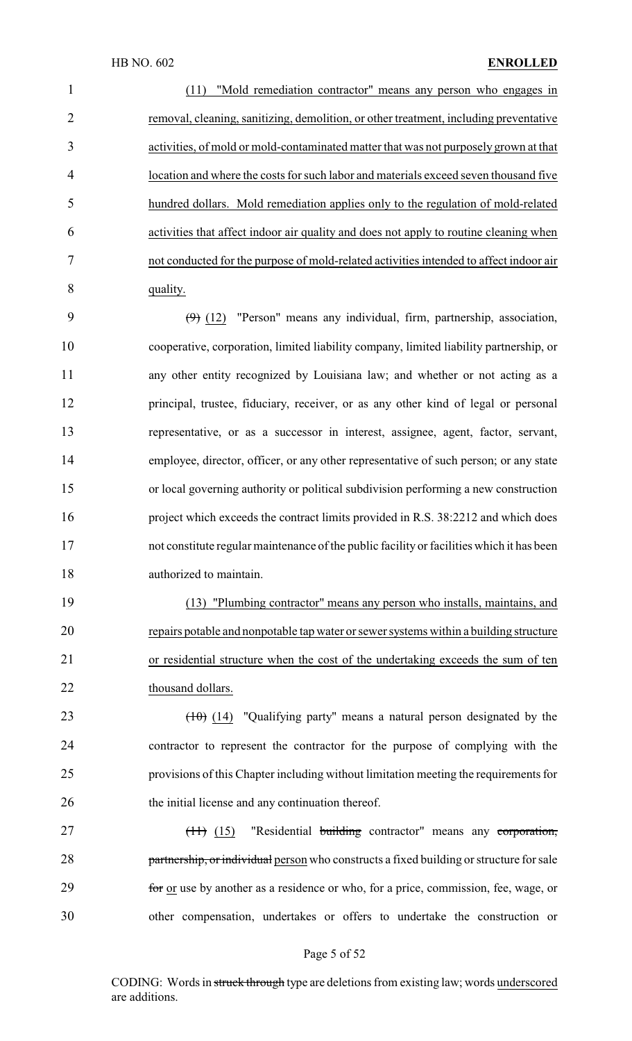(11) "Mold remediation contractor" means any person who engages in removal, cleaning, sanitizing, demolition, or other treatment, including preventative activities, of mold or mold-contaminated matter that was not purposely grown at that location and where the costs for such labor and materials exceed seven thousand five hundred dollars. Mold remediation applies only to the regulation of mold-related activities that affect indoor air quality and does not apply to routine cleaning when not conducted for the purpose of mold-related activities intended to affect indoor air quality.

~~(9)~~ (12) "Person" means any individual, firm, partnership, association, cooperative, corporation, limited liability company, limited liability partnership, or any other entity recognized by Louisiana law; and whether or not acting as a principal, trustee, fiduciary, receiver, or as any other kind of legal or personal representative, or as a successor in interest, assignee, agent, factor, servant, employee, director, officer, or any other representative of such person; or any state or local governing authority or political subdivision performing a new construction project which exceeds the contract limits provided in R.S. 38:2212 and which does not constitute regular maintenance of the public facility or facilities which it has been authorized to maintain.

(13) "Plumbing contractor" means any person who installs, maintains, and repairs potable and nonpotable tap water or sewer systems within a building structure or residential structure when the cost of the undertaking exceeds the sum of ten thousand dollars.

~~(10)~~ (14) "Qualifying party" means a natural person designated by the contractor to represent the contractor for the purpose of complying with the provisions of this Chapter including without limitation meeting the requirements for the initial license and any continuation thereof.

~~(11)~~ (15) "Residential ~~building~~ contractor" means any ~~corporation, partnership, or individual~~ person who constructs a fixed building or structure for sale ~~for~~ or use by another as a residence or who, for a price, commission, fee, wage, or other compensation, undertakes or offers to undertake the construction or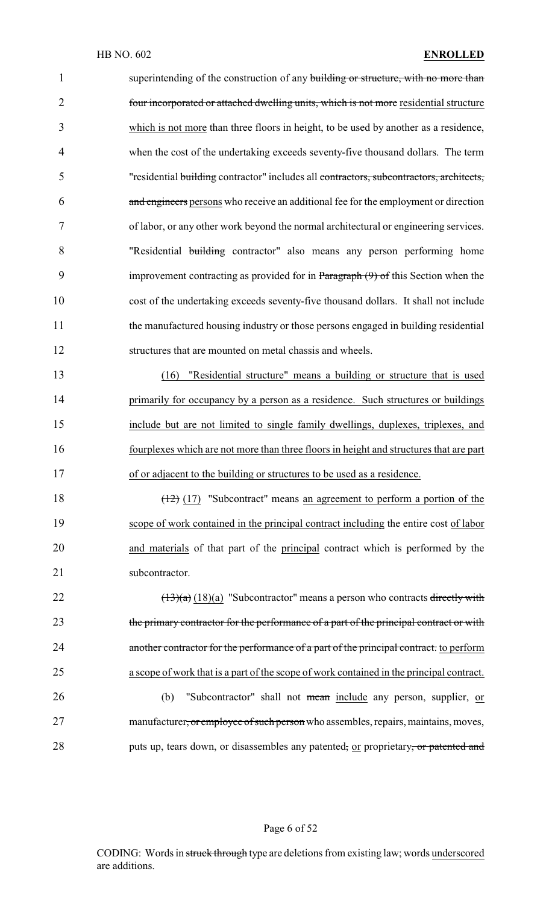superintending of the construction of any ~~building or structure, with no more than four incorporated or attached dwelling units, which is not more~~ residential structure which is not more than three floors in height, to be used by another as a residence, when the cost of the undertaking exceeds seventy-five thousand dollars. The term "residential ~~building~~ contractor" includes all ~~contractors, subcontractors, architects, and engineers~~ persons who receive an additional fee for the employment or direction of labor, or any other work beyond the normal architectural or engineering services. "Residential ~~building~~ contractor" also means any person performing home improvement contracting as provided for in ~~Paragraph (9) of~~ this Section when the cost of the undertaking exceeds seventy-five thousand dollars. It shall not include the manufactured housing industry or those persons engaged in building residential structures that are mounted on metal chassis and wheels.

(16) "Residential structure" means a building or structure that is used primarily for occupancy by a person as a residence. Such structures or buildings include but are not limited to single family dwellings, duplexes, triplexes, and fourplexes which are not more than three floors in height and structures that are part of or adjacent to the building or structures to be used as a residence.

~~(12)~~ (17) "Subcontract" means an agreement to perform a portion of the scope of work contained in the principal contract including the entire cost of labor and materials of that part of the principal contract which is performed by the subcontractor.

~~(13)(a)~~ (18)(a) "Subcontractor" means a person who contracts ~~directly with the primary contractor for the performance of a part of the principal contract or with another contractor for the performance of a part of the principal contract.~~ to perform a scope of work that is a part of the scope of work contained in the principal contract.

(b) "Subcontractor" shall not ~~mean~~ include any person, supplier, or manufacturer~~, or employee of such person~~ who assembles, repairs, maintains, moves, puts up, tears down, or disassembles any patented~~,~~ or proprietary~~, or patented and~~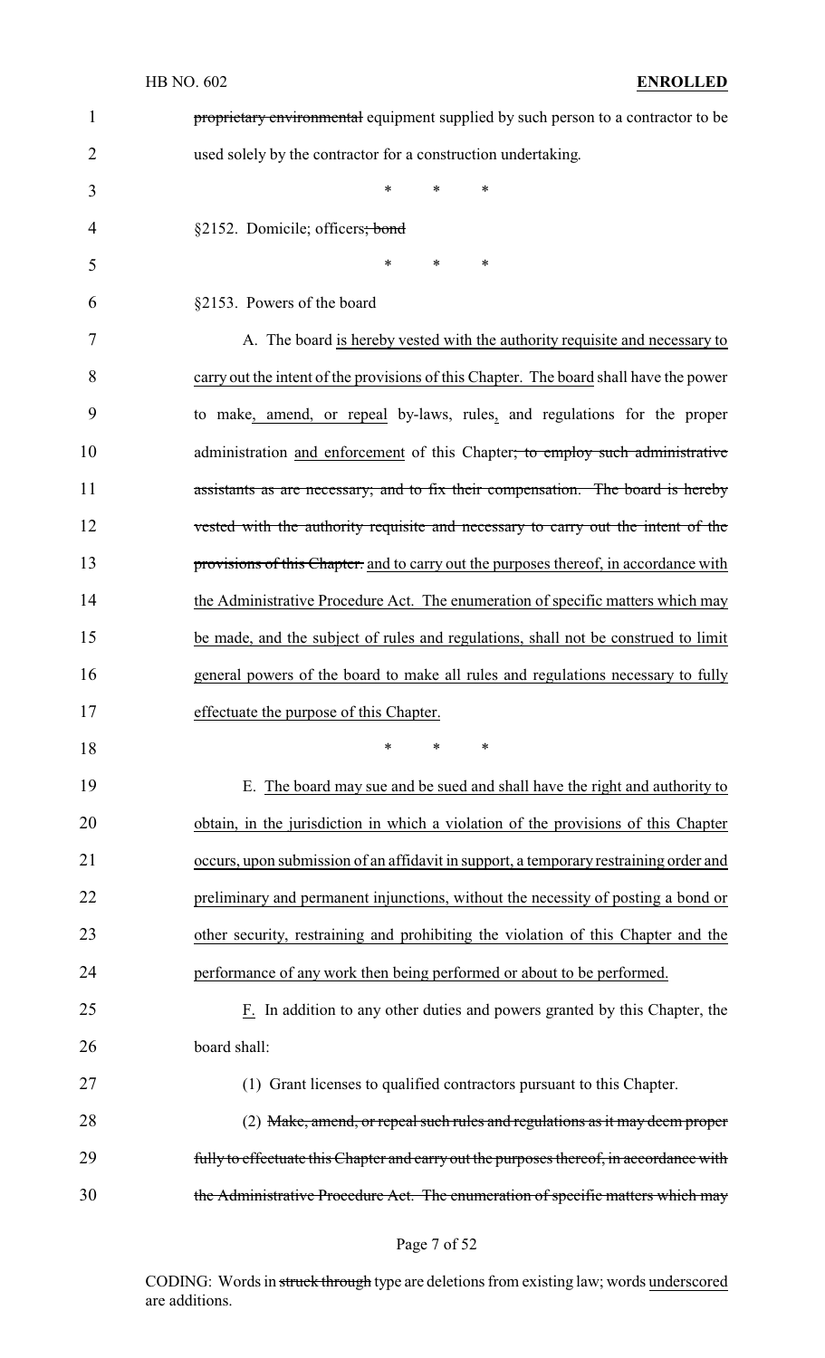~~proprietary environmental~~ equipment supplied by such person to a contractor to be used solely by the contractor for a construction undertaking.

\* \* \*

§2152. Domicile; officers~~; bond~~

\* \* \*

§2153. Powers of the board

A. The board <u>is hereby vested with the authority requisite and necessary to carry out the intent of the provisions of this Chapter. The board</u> shall have the power to make<u>, amend, or repeal</u> by-laws, rules<u>,</u> and regulations for the proper administration <u>and enforcement</u> of this Chapter~~; to employ such administrative assistants as are necessary; and to fix their compensation. The board is hereby vested with the authority requisite and necessary to carry out the intent of the provisions of this Chapter.~~ <u>and to carry out the purposes thereof, in accordance with the Administrative Procedure Act. The enumeration of specific matters which may be made, and the subject of rules and regulations, shall not be construed to limit general powers of the board to make all rules and regulations necessary to fully effectuate the purpose of this Chapter.</u>

\* \* \*

E. <u>The board may sue and be sued and shall have the right and authority to obtain, in the jurisdiction in which a violation of the provisions of this Chapter occurs, upon submission of an affidavit in support, a temporary restraining order and preliminary and permanent injunctions, without the necessity of posting a bond or other security, restraining and prohibiting the violation of this Chapter and the performance of any work then being performed or about to be performed.</u>

<u>F.</u> In addition to any other duties and powers granted by this Chapter, the board shall:

(1) Grant licenses to qualified contractors pursuant to this Chapter.

(2) ~~Make, amend, or repeal such rules and regulations as it may deem proper fully to effectuate this Chapter and carry out the purposes thereof, in accordance with the Administrative Procedure Act. The enumeration of specific matters which may~~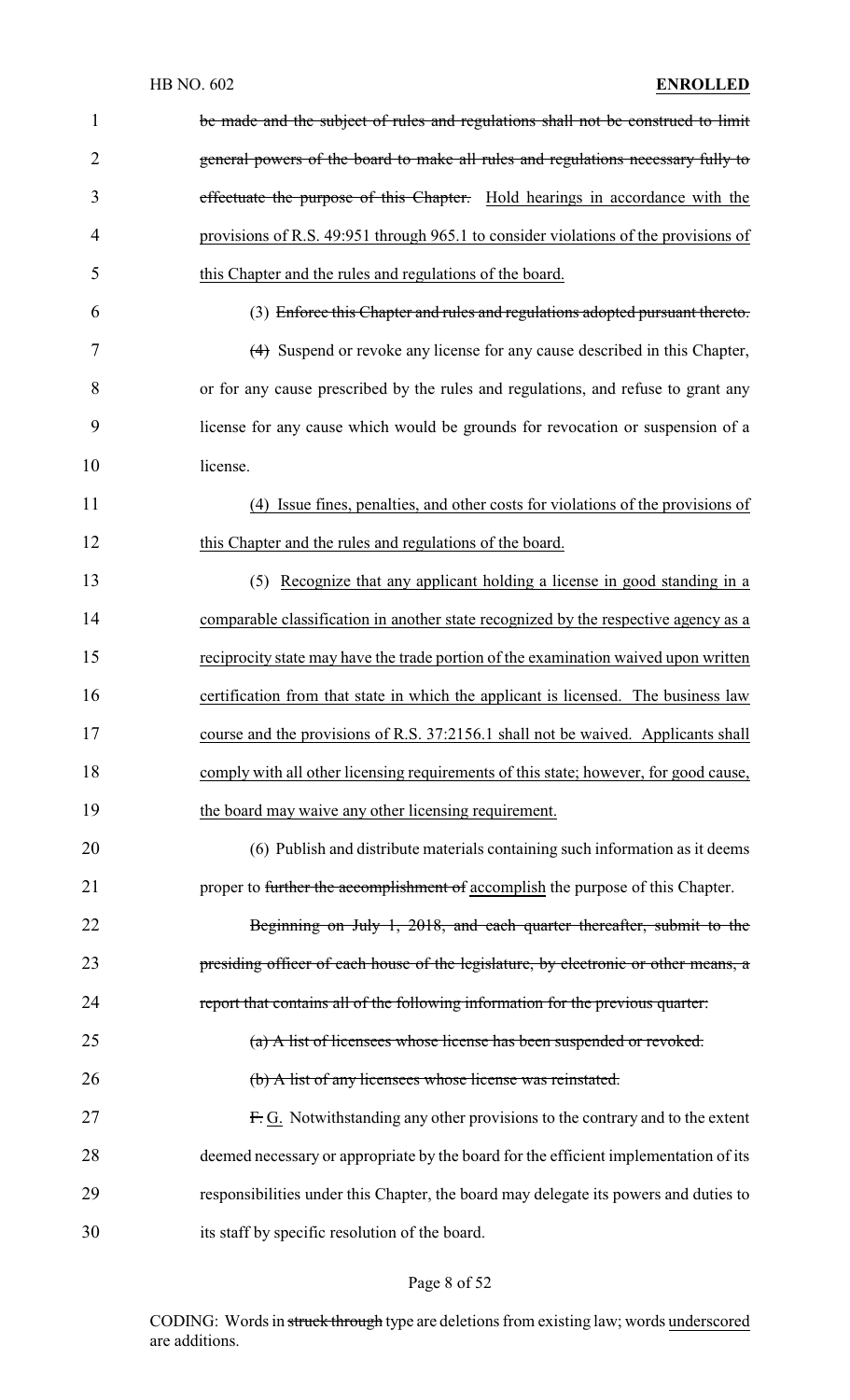be made and the subject of rules and regulations shall not be construed to limit general powers of the board to make all rules and regulations necessary fully to effectuate the purpose of this Chapter. Hold hearings in accordance with the provisions of R.S. 49:951 through 965.1 to consider violations of the provisions of this Chapter and the rules and regulations of the board.

(3) Enforce this Chapter and rules and regulations adopted pursuant thereto.

(4) Suspend or revoke any license for any cause described in this Chapter, or for any cause prescribed by the rules and regulations, and refuse to grant any license for any cause which would be grounds for revocation or suspension of a license.

(4) Issue fines, penalties, and other costs for violations of the provisions of this Chapter and the rules and regulations of the board.

(5) Recognize that any applicant holding a license in good standing in a comparable classification in another state recognized by the respective agency as a reciprocity state may have the trade portion of the examination waived upon written certification from that state in which the applicant is licensed. The business law course and the provisions of R.S. 37:2156.1 shall not be waived. Applicants shall comply with all other licensing requirements of this state; however, for good cause, the board may waive any other licensing requirement.

(6) Publish and distribute materials containing such information as it deems proper to further the accomplishment of accomplish the purpose of this Chapter.

Beginning on July 1, 2018, and each quarter thereafter, submit to the presiding officer of each house of the legislature, by electronic or other means, a report that contains all of the following information for the previous quarter:

(a) A list of licensees whose license has been suspended or revoked.

(b) A list of any licensees whose license was reinstated.

F. G. Notwithstanding any other provisions to the contrary and to the extent deemed necessary or appropriate by the board for the efficient implementation of its responsibilities under this Chapter, the board may delegate its powers and duties to its staff by specific resolution of the board.

CODING: Words in struck through type are deletions from existing law; words underscored are additions.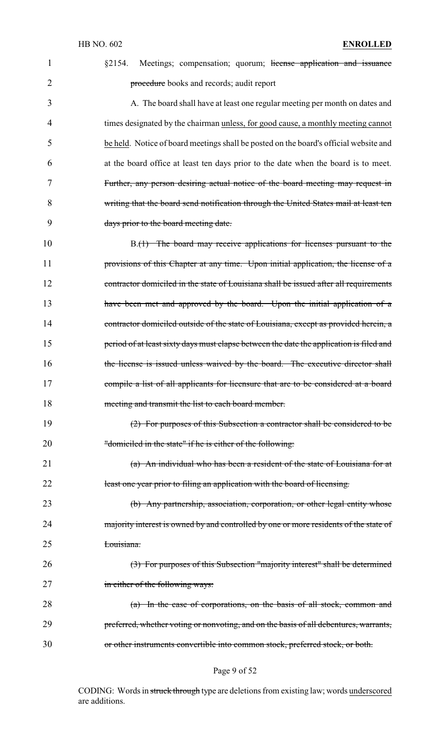§2154. Meetings; compensation; quorum; ~~license application and issuance procedure~~ books and records; audit report

A. The board shall have at least one regular meeting per month on dates and times designated by the chairman <u>unless, for good cause, a monthly meeting cannot be held</u>. Notice of board meetings shall be posted on the board's official website and at the board office at least ten days prior to the date when the board is to meet. ~~Further, any person desiring actual notice of the board meeting may request in writing that the board send notification through the United States mail at least ten days prior to the board meeting date.~~

B.~~(1) The board may receive applications for licenses pursuant to the provisions of this Chapter at any time. Upon initial application, the license of a contractor domiciled in the state of Louisiana shall be issued after all requirements have been met and approved by the board. Upon the initial application of a contractor domiciled outside of the state of Louisiana, except as provided herein, a period of at least sixty days must elapse between the date the application is filed and the license is issued unless waived by the board. The executive director shall compile a list of all applicants for licensure that are to be considered at a board meeting and transmit the list to each board member.~~

~~(2) For purposes of this Subsection a contractor shall be considered to be "domiciled in the state" if he is either of the following:~~

~~(a) An individual who has been a resident of the state of Louisiana for at least one year prior to filing an application with the board of licensing.~~

~~(b) Any partnership, association, corporation, or other legal entity whose majority interest is owned by and controlled by one or more residents of the state of Louisiana.~~

~~(3) For purposes of this Subsection "majority interest" shall be determined in either of the following ways:~~

~~(a) In the case of corporations, on the basis of all stock, common and preferred, whether voting or nonvoting, and on the basis of all debentures, warrants, or other instruments convertible into common stock, preferred stock, or both.~~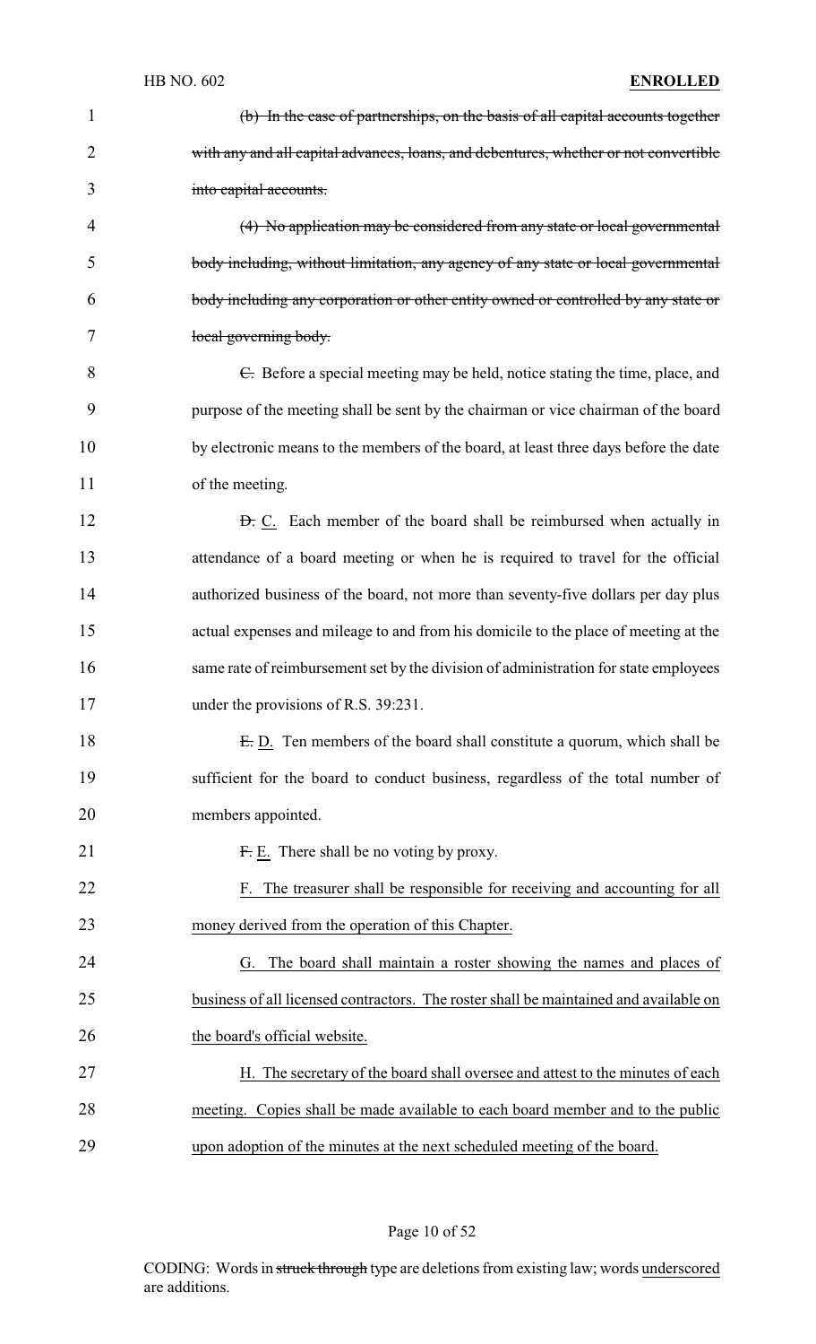(b) In the case of partnerships, on the basis of all capital accounts together with any and all capital advances, loans, and debentures, whether or not convertible into capital accounts.

(4) No application may be considered from any state or local governmental body including, without limitation, any agency of any state or local governmental body including any corporation or other entity owned or controlled by any state or local governing body.

C. Before a special meeting may be held, notice stating the time, place, and purpose of the meeting shall be sent by the chairman or vice chairman of the board by electronic means to the members of the board, at least three days before the date of the meeting.

D. C. Each member of the board shall be reimbursed when actually in attendance of a board meeting or when he is required to travel for the official authorized business of the board, not more than seventy-five dollars per day plus actual expenses and mileage to and from his domicile to the place of meeting at the same rate of reimbursement set by the division of administration for state employees under the provisions of R.S. 39:231.

E. D. Ten members of the board shall constitute a quorum, which shall be sufficient for the board to conduct business, regardless of the total number of members appointed.

F. E. There shall be no voting by proxy.

F. The treasurer shall be responsible for receiving and accounting for all money derived from the operation of this Chapter.

G. The board shall maintain a roster showing the names and places of business of all licensed contractors. The roster shall be maintained and available on the board's official website.

H. The secretary of the board shall oversee and attest to the minutes of each meeting. Copies shall be made available to each board member and to the public upon adoption of the minutes at the next scheduled meeting of the board.

CODING: Words in struck through type are deletions from existing law; words underscored are additions.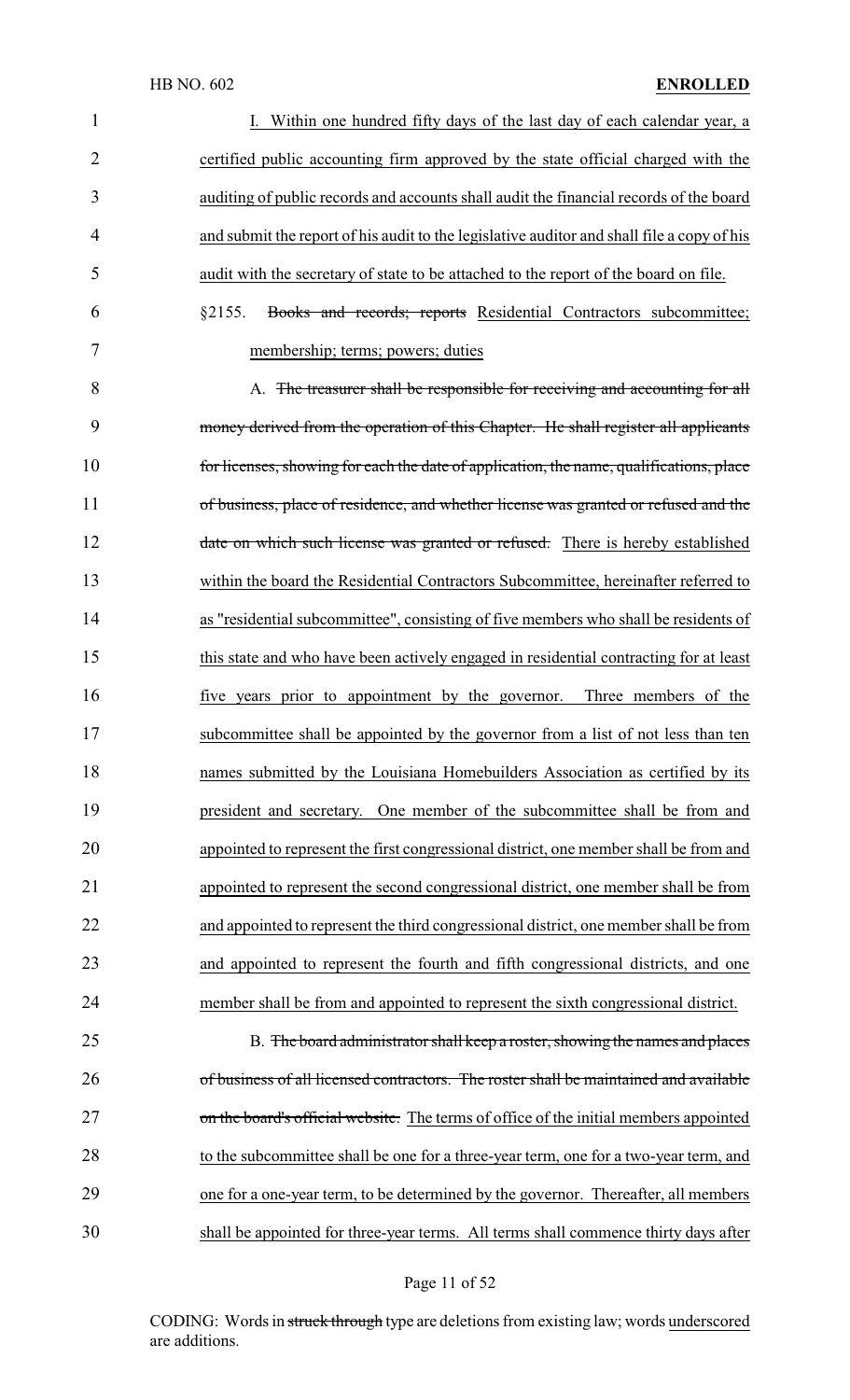I. Within one hundred fifty days of the last day of each calendar year, a certified public accounting firm approved by the state official charged with the auditing of public records and accounts shall audit the financial records of the board and submit the report of his audit to the legislative auditor and shall file a copy of his audit with the secretary of state to be attached to the report of the board on file.

§2155. ~~Books and records; reports~~ Residential Contractors subcommittee; membership; terms; powers; duties

A. ~~The treasurer shall be responsible for receiving and accounting for all money derived from the operation of this Chapter. He shall register all applicants for licenses, showing for each the date of application, the name, qualifications, place of business, place of residence, and whether license was granted or refused and the date on which such license was granted or refused.~~ There is hereby established within the board the Residential Contractors Subcommittee, hereinafter referred to as "residential subcommittee", consisting of five members who shall be residents of this state and who have been actively engaged in residential contracting for at least five years prior to appointment by the governor. Three members of the subcommittee shall be appointed by the governor from a list of not less than ten names submitted by the Louisiana Homebuilders Association as certified by its president and secretary. One member of the subcommittee shall be from and appointed to represent the first congressional district, one member shall be from and appointed to represent the second congressional district, one member shall be from and appointed to represent the third congressional district, one member shall be from and appointed to represent the fourth and fifth congressional districts, and one member shall be from and appointed to represent the sixth congressional district.

B. ~~The board administrator shall keep a roster, showing the names and places of business of all licensed contractors. The roster shall be maintained and available on the board's official website.~~ The terms of office of the initial members appointed to the subcommittee shall be one for a three-year term, one for a two-year term, and one for a one-year term, to be determined by the governor. Thereafter, all members shall be appointed for three-year terms. All terms shall commence thirty days after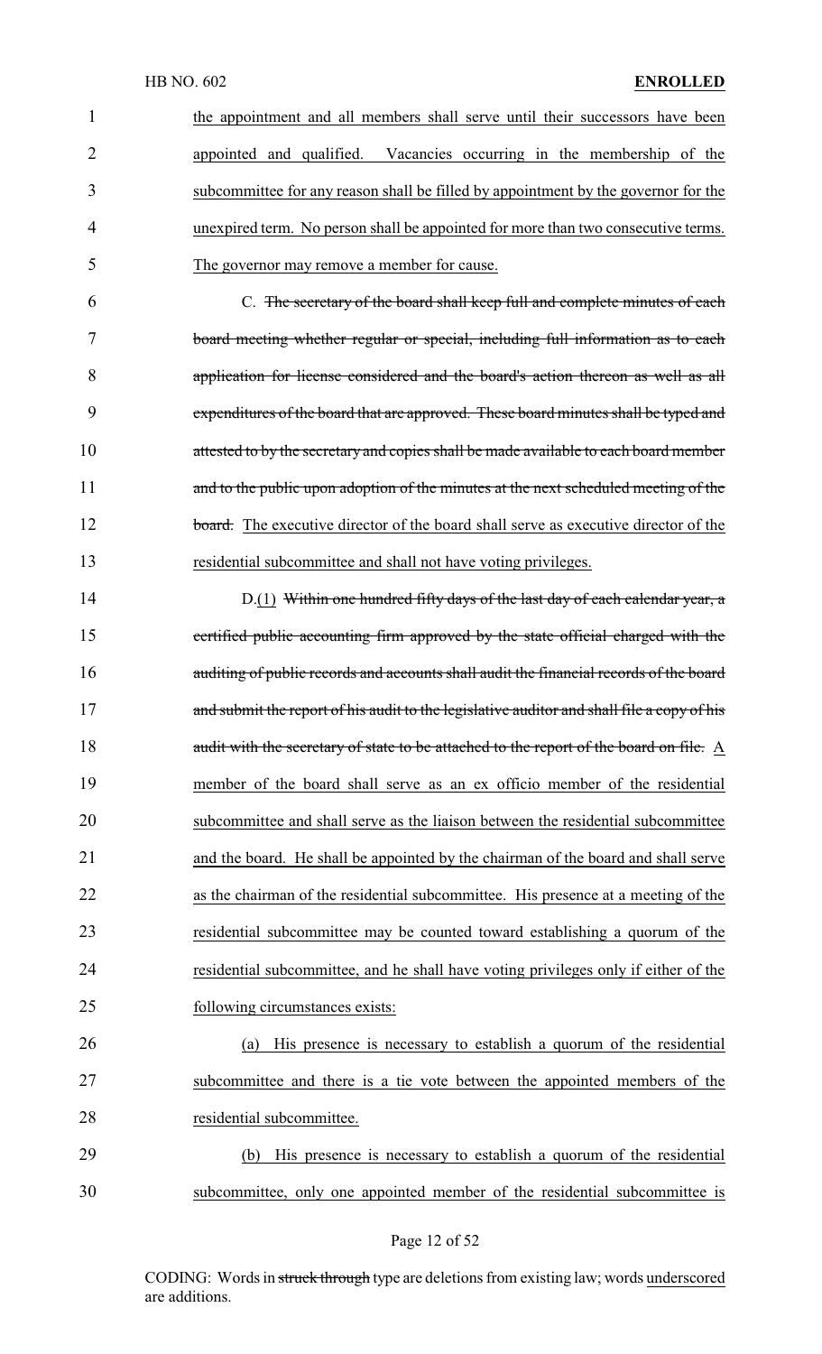the appointment and all members shall serve until their successors have been appointed and qualified. Vacancies occurring in the membership of the subcommittee for any reason shall be filled by appointment by the governor for the unexpired term. No person shall be appointed for more than two consecutive terms. The governor may remove a member for cause.

C. ~~The secretary of the board shall keep full and complete minutes of each board meeting whether regular or special, including full information as to each application for license considered and the board's action thereon as well as all expenditures of the board that are approved. These board minutes shall be typed and attested to by the secretary and copies shall be made available to each board member and to the public upon adoption of the minutes at the next scheduled meeting of the board.~~ The executive director of the board shall serve as executive director of the residential subcommittee and shall not have voting privileges.

D.(1) ~~Within one hundred fifty days of the last day of each calendar year, a certified public accounting firm approved by the state official charged with the auditing of public records and accounts shall audit the financial records of the board and submit the report of his audit to the legislative auditor and shall file a copy of his audit with the secretary of state to be attached to the report of the board on file.~~ A member of the board shall serve as an ex officio member of the residential subcommittee and shall serve as the liaison between the residential subcommittee and the board. He shall be appointed by the chairman of the board and shall serve as the chairman of the residential subcommittee. His presence at a meeting of the residential subcommittee may be counted toward establishing a quorum of the residential subcommittee, and he shall have voting privileges only if either of the following circumstances exists:

(a) His presence is necessary to establish a quorum of the residential subcommittee and there is a tie vote between the appointed members of the residential subcommittee.

(b) His presence is necessary to establish a quorum of the residential subcommittee, only one appointed member of the residential subcommittee is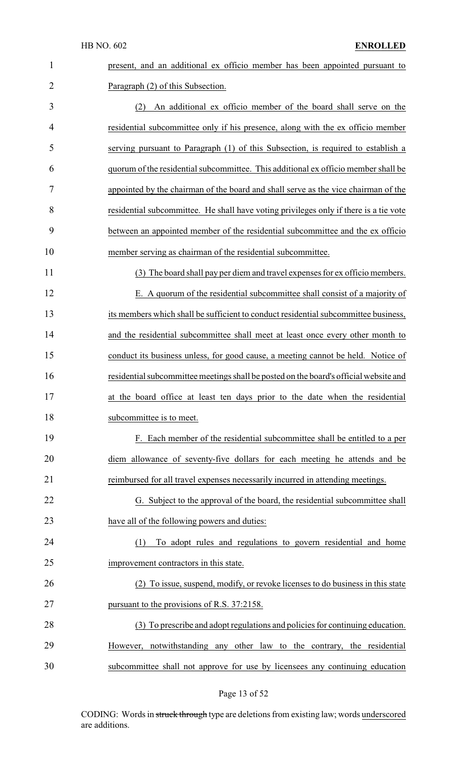present, and an additional ex officio member has been appointed pursuant to Paragraph (2) of this Subsection.

(2) An additional ex officio member of the board shall serve on the residential subcommittee only if his presence, along with the ex officio member serving pursuant to Paragraph (1) of this Subsection, is required to establish a quorum of the residential subcommittee. This additional ex officio member shall be appointed by the chairman of the board and shall serve as the vice chairman of the residential subcommittee. He shall have voting privileges only if there is a tie vote between an appointed member of the residential subcommittee and the ex officio member serving as chairman of the residential subcommittee.

(3) The board shall pay per diem and travel expenses for ex officio members.

E. A quorum of the residential subcommittee shall consist of a majority of its members which shall be sufficient to conduct residential subcommittee business, and the residential subcommittee shall meet at least once every other month to conduct its business unless, for good cause, a meeting cannot be held. Notice of residential subcommittee meetings shall be posted on the board's official website and at the board office at least ten days prior to the date when the residential subcommittee is to meet.

F. Each member of the residential subcommittee shall be entitled to a per diem allowance of seventy-five dollars for each meeting he attends and be reimbursed for all travel expenses necessarily incurred in attending meetings.

G. Subject to the approval of the board, the residential subcommittee shall have all of the following powers and duties:

(1) To adopt rules and regulations to govern residential and home improvement contractors in this state.

(2) To issue, suspend, modify, or revoke licenses to do business in this state pursuant to the provisions of R.S. 37:2158.

(3) To prescribe and adopt regulations and policies for continuing education. However, notwithstanding any other law to the contrary, the residential subcommittee shall not approve for use by licensees any continuing education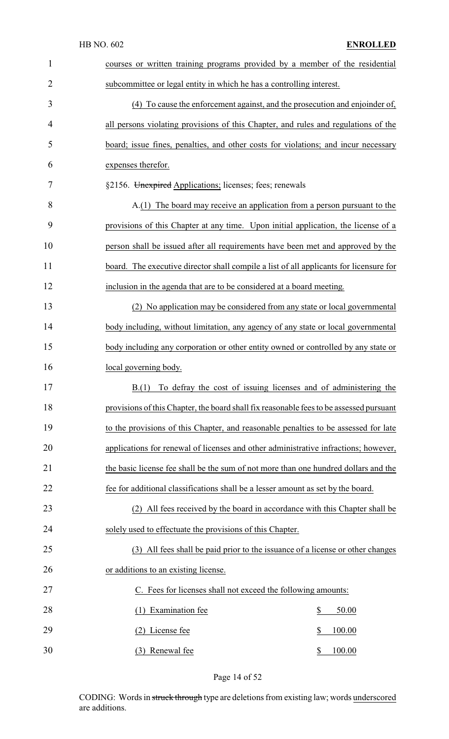courses or written training programs provided by a member of the residential subcommittee or legal entity in which he has a controlling interest.

(4) To cause the enforcement against, and the prosecution and enjoinder of, all persons violating provisions of this Chapter, and rules and regulations of the board; issue fines, penalties, and other costs for violations; and incur necessary expenses therefor.

§2156. ~~Unexpired~~ Applications; licenses; fees; renewals

A.(1) The board may receive an application from a person pursuant to the provisions of this Chapter at any time. Upon initial application, the license of a person shall be issued after all requirements have been met and approved by the board. The executive director shall compile a list of all applicants for licensure for inclusion in the agenda that are to be considered at a board meeting.

(2) No application may be considered from any state or local governmental body including, without limitation, any agency of any state or local governmental body including any corporation or other entity owned or controlled by any state or local governing body.

B.(1) To defray the cost of issuing licenses and of administering the provisions of this Chapter, the board shall fix reasonable fees to be assessed pursuant to the provisions of this Chapter, and reasonable penalties to be assessed for late applications for renewal of licenses and other administrative infractions; however, the basic license fee shall be the sum of not more than one hundred dollars and the fee for additional classifications shall be a lesser amount as set by the board.

(2) All fees received by the board in accordance with this Chapter shall be solely used to effectuate the provisions of this Chapter.

(3) All fees shall be paid prior to the issuance of a license or other changes or additions to an existing license.

C. Fees for licenses shall not exceed the following amounts:

| | |
|---|---|
| (1) Examination fee | $ 50.00 |
| (2) License fee | $ 100.00 |
| (3) Renewal fee | $ 100.00 |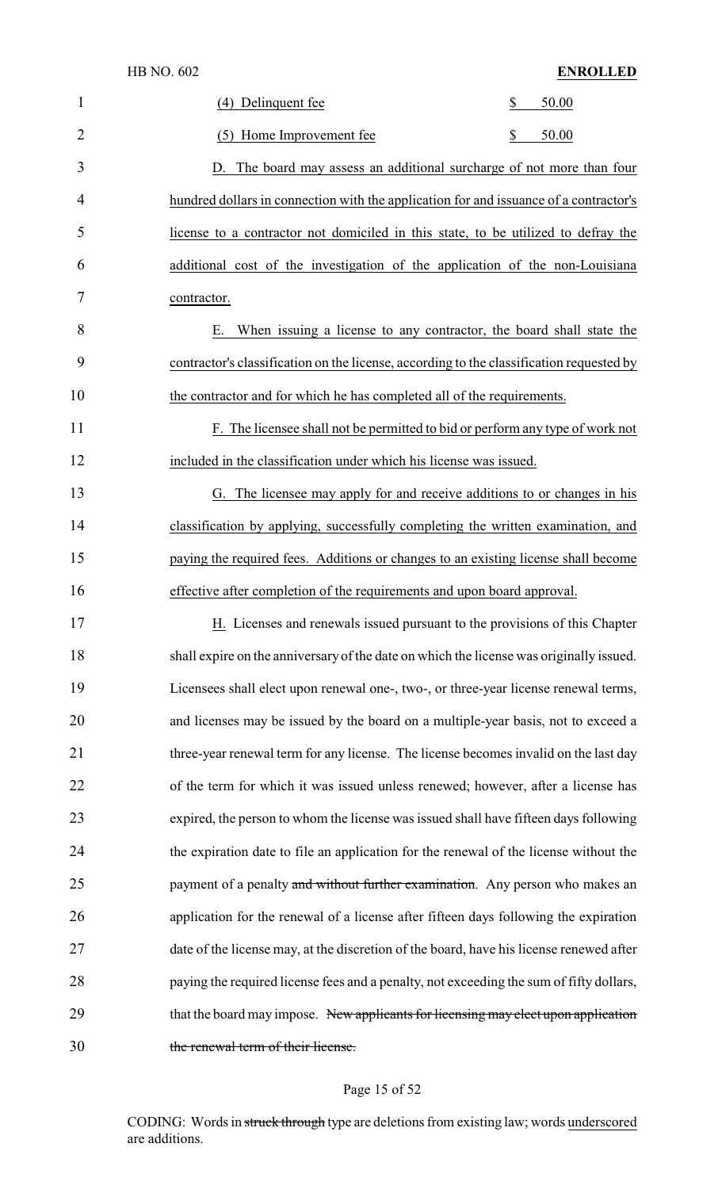(4) Delinquent fee $ 50.00

(5) Home Improvement fee $ 50.00

D. The board may assess an additional surcharge of not more than four hundred dollars in connection with the application for and issuance of a contractor's license to a contractor not domiciled in this state, to be utilized to defray the additional cost of the investigation of the application of the non-Louisiana contractor.

E. When issuing a license to any contractor, the board shall state the contractor's classification on the license, according to the classification requested by the contractor and for which he has completed all of the requirements.

F. The licensee shall not be permitted to bid or perform any type of work not included in the classification under which his license was issued.

G. The licensee may apply for and receive additions to or changes in his classification by applying, successfully completing the written examination, and paying the required fees. Additions or changes to an existing license shall become effective after completion of the requirements and upon board approval.

H. Licenses and renewals issued pursuant to the provisions of this Chapter shall expire on the anniversary of the date on which the license was originally issued. Licensees shall elect upon renewal one-, two-, or three-year license renewal terms, and licenses may be issued by the board on a multiple-year basis, not to exceed a three-year renewal term for any license. The license becomes invalid on the last day of the term for which it was issued unless renewed; however, after a license has expired, the person to whom the license was issued shall have fifteen days following the expiration date to file an application for the renewal of the license without the payment of a penalty ~~and without further examination~~. Any person who makes an application for the renewal of a license after fifteen days following the expiration date of the license may, at the discretion of the board, have his license renewed after paying the required license fees and a penalty, not exceeding the sum of fifty dollars, that the board may impose. ~~New applicants for licensing may elect upon application the renewal term of their license.~~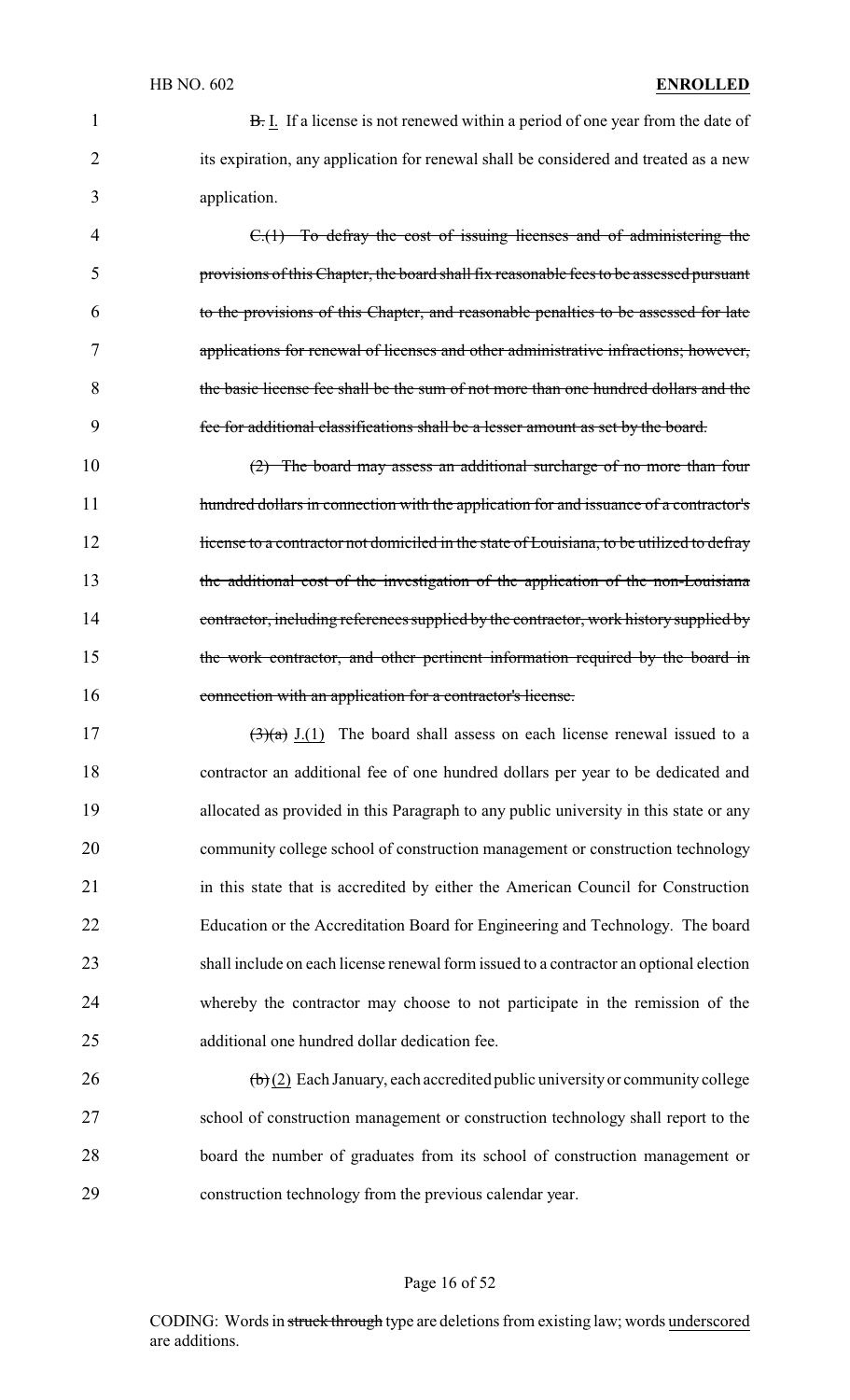~~B.~~ I. If a license is not renewed within a period of one year from the date of its expiration, any application for renewal shall be considered and treated as a new application.

~~C.(1) To defray the cost of issuing licenses and of administering the provisions of this Chapter, the board shall fix reasonable fees to be assessed pursuant to the provisions of this Chapter, and reasonable penalties to be assessed for late applications for renewal of licenses and other administrative infractions; however, the basic license fee shall be the sum of not more than one hundred dollars and the fee for additional classifications shall be a lesser amount as set by the board.~~

~~(2) The board may assess an additional surcharge of no more than four hundred dollars in connection with the application for and issuance of a contractor's license to a contractor not domiciled in the state of Louisiana, to be utilized to defray the additional cost of the investigation of the application of the non-Louisiana contractor, including references supplied by the contractor, work history supplied by the work contractor, and other pertinent information required by the board in connection with an application for a contractor's license.~~

~~(3)(a)~~ J.(1) The board shall assess on each license renewal issued to a contractor an additional fee of one hundred dollars per year to be dedicated and allocated as provided in this Paragraph to any public university in this state or any community college school of construction management or construction technology in this state that is accredited by either the American Council for Construction Education or the Accreditation Board for Engineering and Technology. The board shall include on each license renewal form issued to a contractor an optional election whereby the contractor may choose to not participate in the remission of the additional one hundred dollar dedication fee.

~~(b)~~ (2) Each January, each accredited public university or community college school of construction management or construction technology shall report to the board the number of graduates from its school of construction management or construction technology from the previous calendar year.

CODING: Words in ~~struck through~~ type are deletions from existing law; words underscored are additions.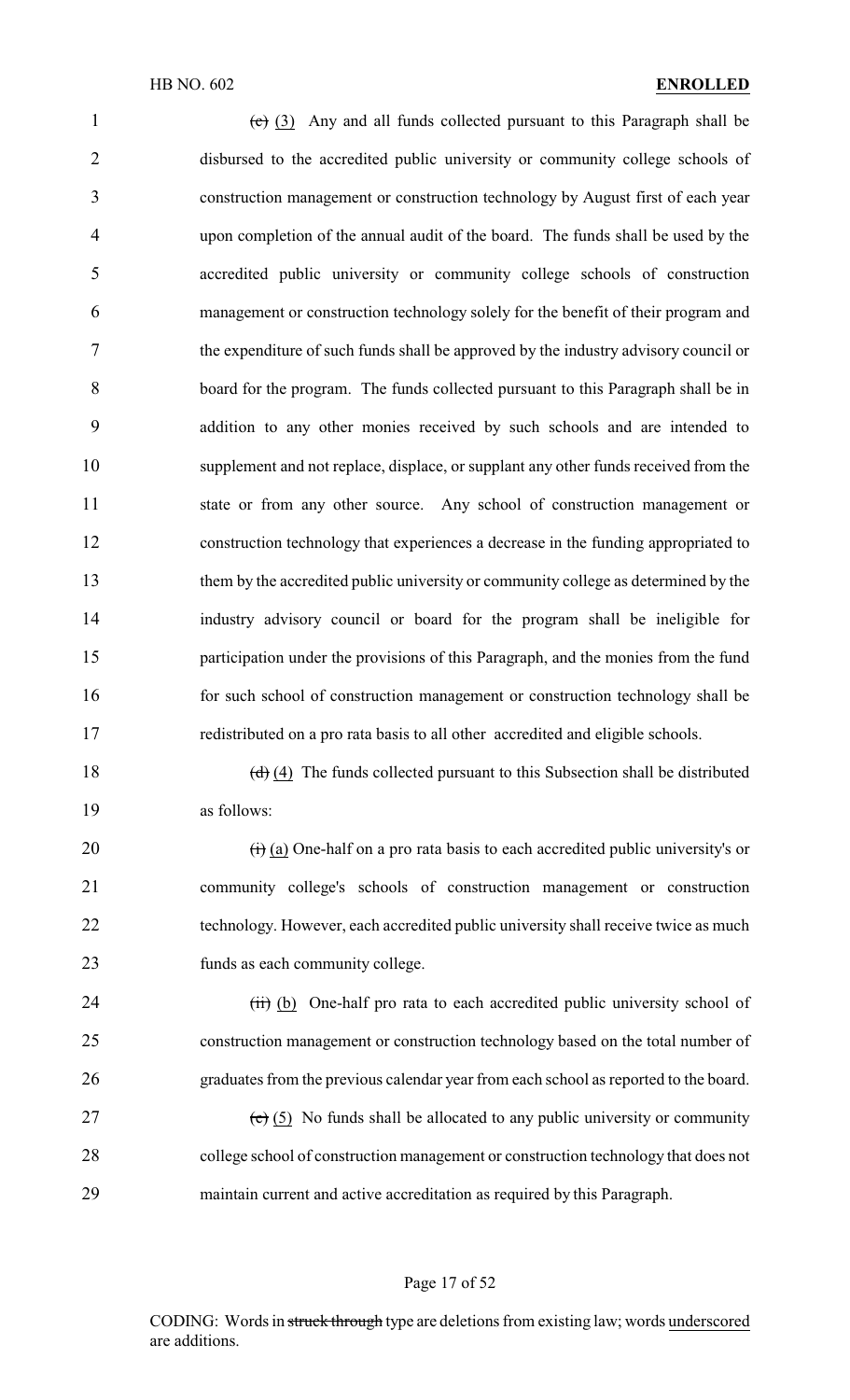~~(c)~~ (3) Any and all funds collected pursuant to this Paragraph shall be disbursed to the accredited public university or community college schools of construction management or construction technology by August first of each year upon completion of the annual audit of the board. The funds shall be used by the accredited public university or community college schools of construction management or construction technology solely for the benefit of their program and the expenditure of such funds shall be approved by the industry advisory council or board for the program. The funds collected pursuant to this Paragraph shall be in addition to any other monies received by such schools and are intended to supplement and not replace, displace, or supplant any other funds received from the state or from any other source. Any school of construction management or construction technology that experiences a decrease in the funding appropriated to them by the accredited public university or community college as determined by the industry advisory council or board for the program shall be ineligible for participation under the provisions of this Paragraph, and the monies from the fund for such school of construction management or construction technology shall be redistributed on a pro rata basis to all other accredited and eligible schools.

~~(d)~~ (4) The funds collected pursuant to this Subsection shall be distributed as follows:

~~(i)~~ (a) One-half on a pro rata basis to each accredited public university's or community college's schools of construction management or construction technology. However, each accredited public university shall receive twice as much funds as each community college.

~~(ii)~~ (b) One-half pro rata to each accredited public university school of construction management or construction technology based on the total number of graduates from the previous calendar year from each school as reported to the board.

~~(e)~~ (5) No funds shall be allocated to any public university or community college school of construction management or construction technology that does not maintain current and active accreditation as required by this Paragraph.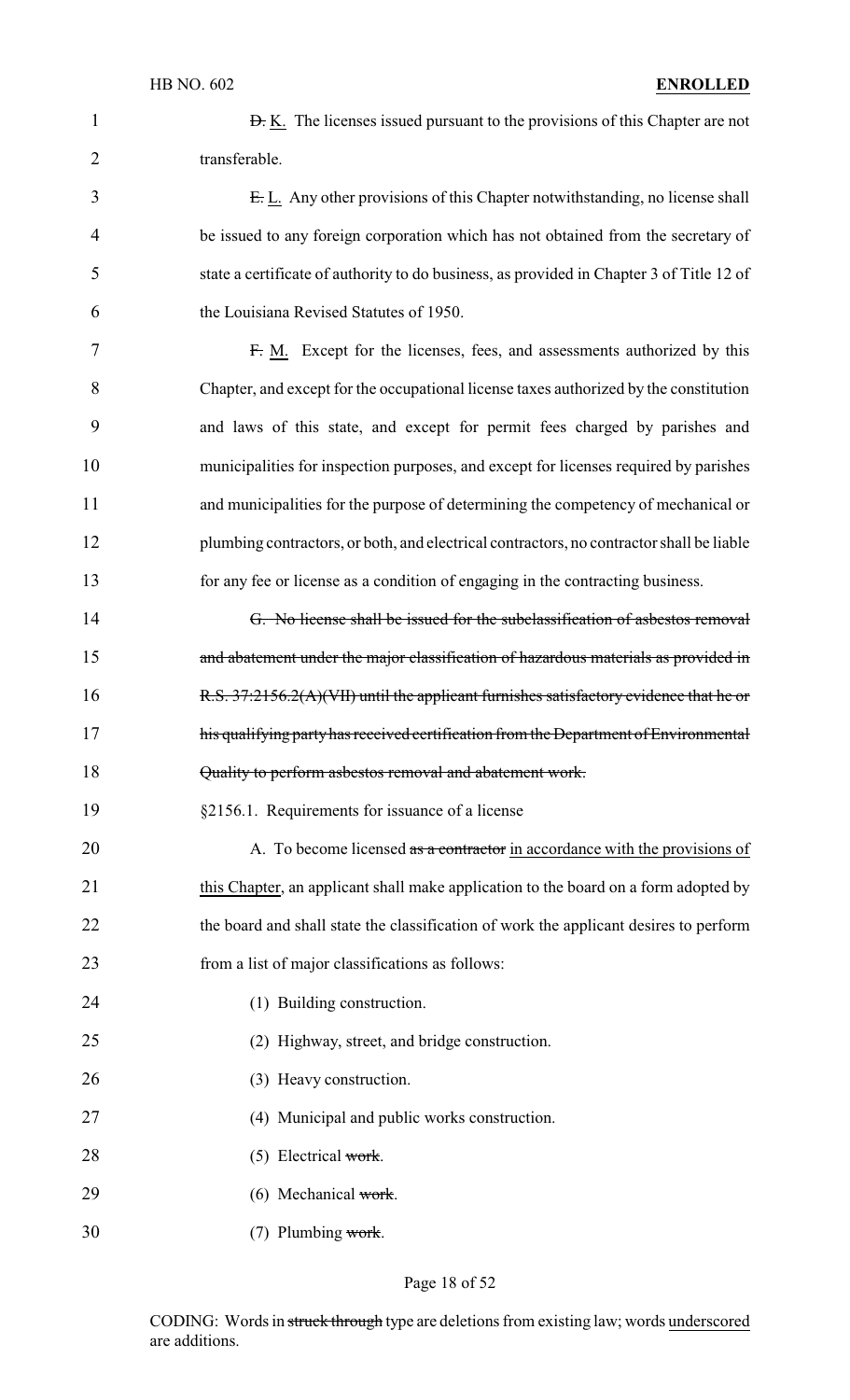~~D.~~ K. The licenses issued pursuant to the provisions of this Chapter are not transferable.

~~E.~~ L. Any other provisions of this Chapter notwithstanding, no license shall be issued to any foreign corporation which has not obtained from the secretary of state a certificate of authority to do business, as provided in Chapter 3 of Title 12 of the Louisiana Revised Statutes of 1950.

~~F.~~ M. Except for the licenses, fees, and assessments authorized by this Chapter, and except for the occupational license taxes authorized by the constitution and laws of this state, and except for permit fees charged by parishes and municipalities for inspection purposes, and except for licenses required by parishes and municipalities for the purpose of determining the competency of mechanical or plumbing contractors, or both, and electrical contractors, no contractor shall be liable for any fee or license as a condition of engaging in the contracting business.

~~G. No license shall be issued for the subclassification of asbestos removal and abatement under the major classification of hazardous materials as provided in R.S. 37:2156.2(A)(VII) until the applicant furnishes satisfactory evidence that he or his qualifying party has received certification from the Department of Environmental Quality to perform asbestos removal and abatement work.~~

§2156.1. Requirements for issuance of a license

A. To become licensed ~~as a contractor~~ in accordance with the provisions of this Chapter, an applicant shall make application to the board on a form adopted by the board and shall state the classification of work the applicant desires to perform from a list of major classifications as follows:

(1) Building construction.

(2) Highway, street, and bridge construction.

(3) Heavy construction.

(4) Municipal and public works construction.

(5) Electrical ~~work~~.

(6) Mechanical ~~work~~.

(7) Plumbing ~~work~~.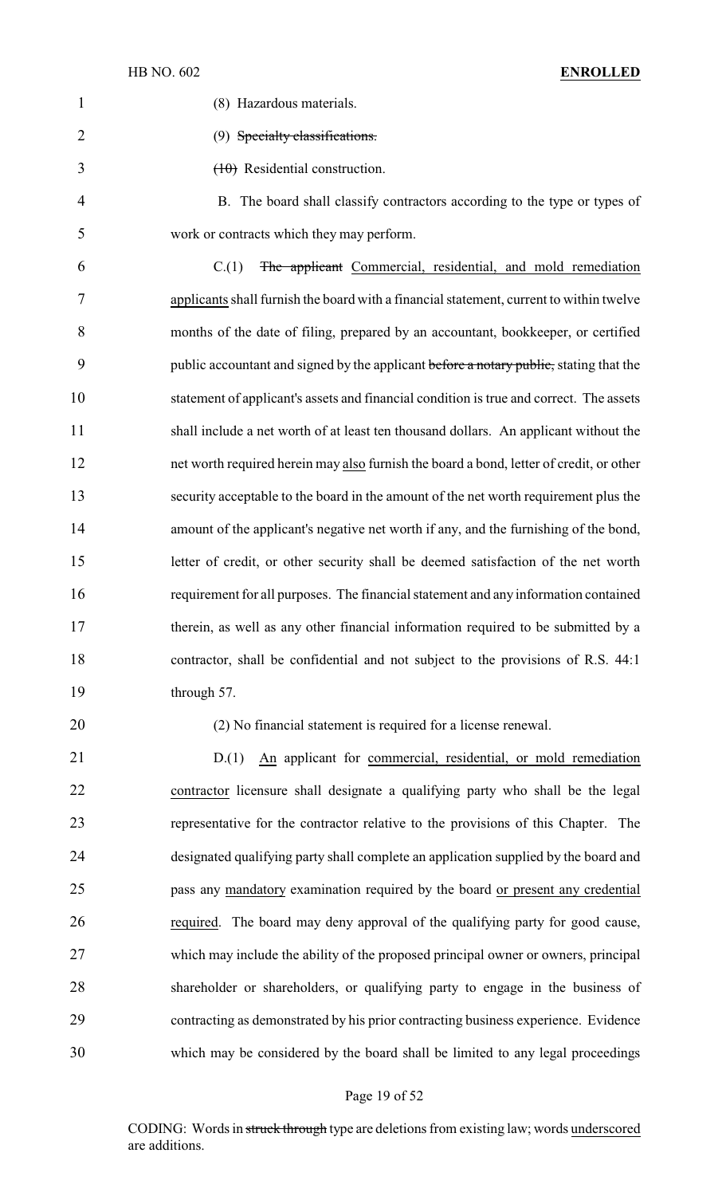(8) Hazardous materials.

(9) ~~Specialty classifications.~~

~~(10)~~ Residential construction.

B. The board shall classify contractors according to the type or types of work or contracts which they may perform.

C.(1) ~~The applicant~~ <u>Commercial, residential, and mold remediation applicants</u> shall furnish the board with a financial statement, current to within twelve months of the date of filing, prepared by an accountant, bookkeeper, or certified public accountant and signed by the applicant ~~before a notary public,~~ stating that the statement of applicant's assets and financial condition is true and correct. The assets shall include a net worth of at least ten thousand dollars. An applicant without the net worth required herein may <u>also</u> furnish the board a bond, letter of credit, or other security acceptable to the board in the amount of the net worth requirement plus the amount of the applicant's negative net worth if any, and the furnishing of the bond, letter of credit, or other security shall be deemed satisfaction of the net worth requirement for all purposes. The financial statement and any information contained therein, as well as any other financial information required to be submitted by a contractor, shall be confidential and not subject to the provisions of R.S. 44:1 through 57.

(2) No financial statement is required for a license renewal.

D.(1) An applicant for <u>commercial, residential, or mold remediation contractor</u> licensure shall designate a qualifying party who shall be the legal representative for the contractor relative to the provisions of this Chapter. The designated qualifying party shall complete an application supplied by the board and pass any <u>mandatory</u> examination required by the board <u>or present any credential required</u>. The board may deny approval of the qualifying party for good cause, which may include the ability of the proposed principal owner or owners, principal shareholder or shareholders, or qualifying party to engage in the business of contracting as demonstrated by his prior contracting business experience. Evidence which may be considered by the board shall be limited to any legal proceedings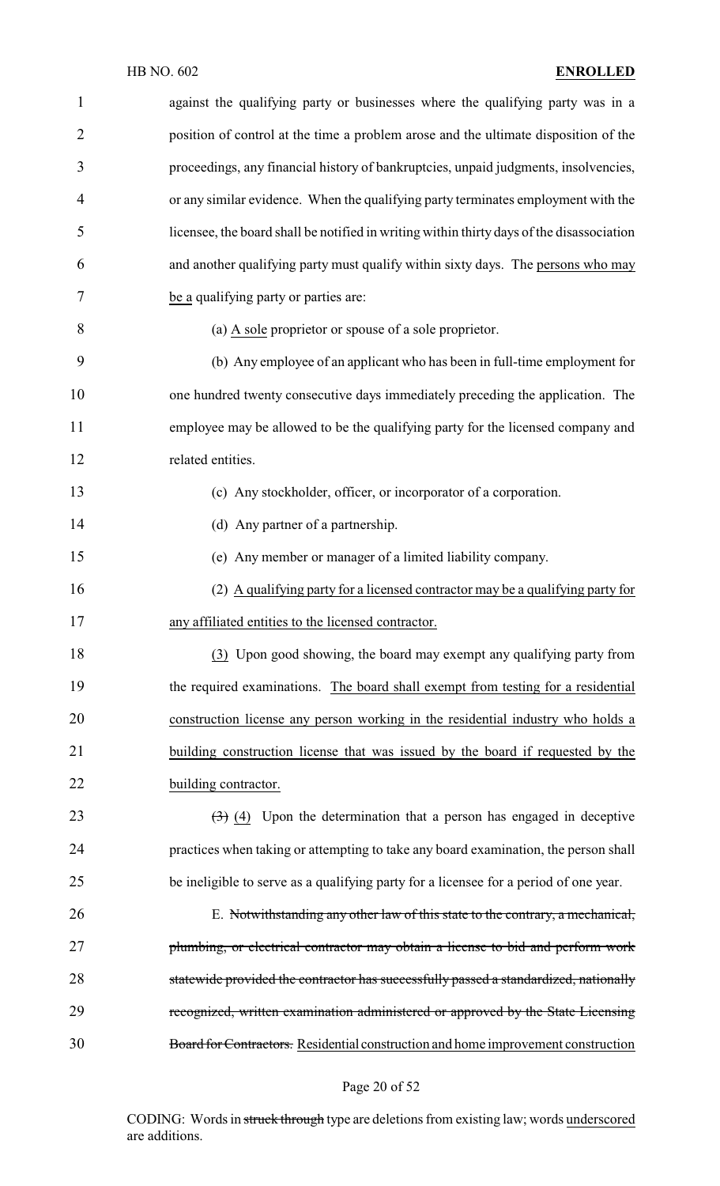against the qualifying party or businesses where the qualifying party was in a position of control at the time a problem arose and the ultimate disposition of the proceedings, any financial history of bankruptcies, unpaid judgments, insolvencies, or any similar evidence. When the qualifying party terminates employment with the licensee, the board shall be notified in writing within thirty days of the disassociation and another qualifying party must qualify within sixty days. The persons who may be a qualifying party or parties are:

(a) A sole proprietor or spouse of a sole proprietor.

(b) Any employee of an applicant who has been in full-time employment for one hundred twenty consecutive days immediately preceding the application. The employee may be allowed to be the qualifying party for the licensed company and related entities.

(c) Any stockholder, officer, or incorporator of a corporation.

(d) Any partner of a partnership.

(e) Any member or manager of a limited liability company.

(2) A qualifying party for a licensed contractor may be a qualifying party for any affiliated entities to the licensed contractor.

(3) Upon good showing, the board may exempt any qualifying party from the required examinations. The board shall exempt from testing for a residential construction license any person working in the residential industry who holds a building construction license that was issued by the board if requested by the building contractor.

~~(3)~~ (4) Upon the determination that a person has engaged in deceptive practices when taking or attempting to take any board examination, the person shall be ineligible to serve as a qualifying party for a licensee for a period of one year.

E. ~~Notwithstanding any other law of this state to the contrary, a mechanical, plumbing, or electrical contractor may obtain a license to bid and perform work statewide provided the contractor has successfully passed a standardized, nationally recognized, written examination administered or approved by the State Licensing Board for Contractors.~~ Residential construction and home improvement construction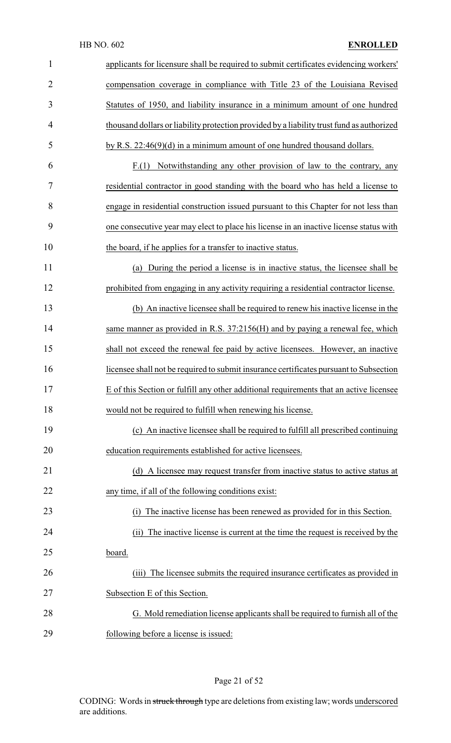applicants for licensure shall be required to submit certificates evidencing workers' compensation coverage in compliance with Title 23 of the Louisiana Revised Statutes of 1950, and liability insurance in a minimum amount of one hundred thousand dollars or liability protection provided by a liability trust fund as authorized by R.S. 22:46(9)(d) in a minimum amount of one hundred thousand dollars.

F.(1) Notwithstanding any other provision of law to the contrary, any residential contractor in good standing with the board who has held a license to engage in residential construction issued pursuant to this Chapter for not less than one consecutive year may elect to place his license in an inactive license status with the board, if he applies for a transfer to inactive status.

(a) During the period a license is in inactive status, the licensee shall be prohibited from engaging in any activity requiring a residential contractor license.

(b) An inactive licensee shall be required to renew his inactive license in the same manner as provided in R.S. 37:2156(H) and by paying a renewal fee, which shall not exceed the renewal fee paid by active licensees. However, an inactive licensee shall not be required to submit insurance certificates pursuant to Subsection E of this Section or fulfill any other additional requirements that an active licensee would not be required to fulfill when renewing his license.

(c) An inactive licensee shall be required to fulfill all prescribed continuing education requirements established for active licensees.

(d) A licensee may request transfer from inactive status to active status at any time, if all of the following conditions exist:

(i) The inactive license has been renewed as provided for in this Section.

(ii) The inactive license is current at the time the request is received by the board.

(iii) The licensee submits the required insurance certificates as provided in Subsection E of this Section.

G. Mold remediation license applicants shall be required to furnish all of the following before a license is issued: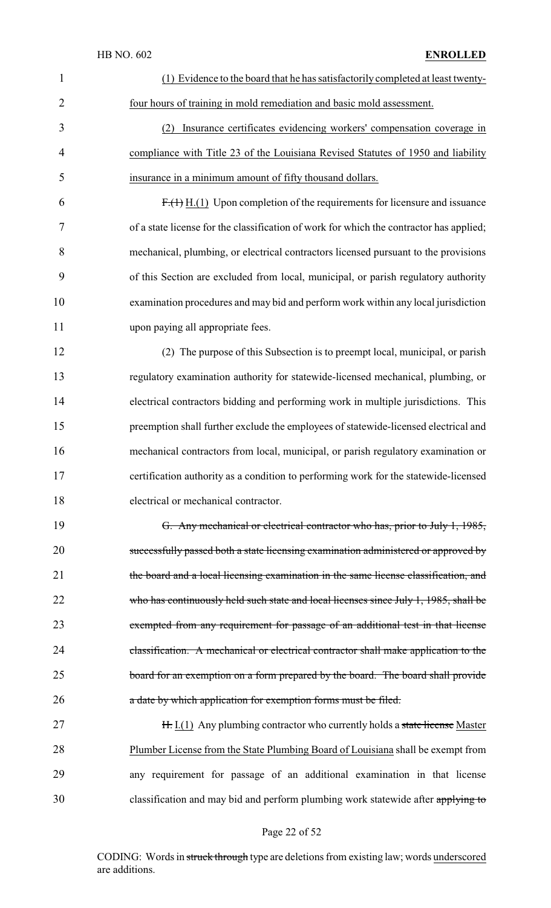(1) Evidence to the board that he has satisfactorily completed at least twenty-four hours of training in mold remediation and basic mold assessment.

(2) Insurance certificates evidencing workers' compensation coverage in compliance with Title 23 of the Louisiana Revised Statutes of 1950 and liability insurance in a minimum amount of fifty thousand dollars.

~~F.(1)~~ H.(1) Upon completion of the requirements for licensure and issuance of a state license for the classification of work for which the contractor has applied; mechanical, plumbing, or electrical contractors licensed pursuant to the provisions of this Section are excluded from local, municipal, or parish regulatory authority examination procedures and may bid and perform work within any local jurisdiction upon paying all appropriate fees.

(2) The purpose of this Subsection is to preempt local, municipal, or parish regulatory examination authority for statewide-licensed mechanical, plumbing, or electrical contractors bidding and performing work in multiple jurisdictions. This preemption shall further exclude the employees of statewide-licensed electrical and mechanical contractors from local, municipal, or parish regulatory examination or certification authority as a condition to performing work for the statewide-licensed electrical or mechanical contractor.

~~G. Any mechanical or electrical contractor who has, prior to July 1, 1985, successfully passed both a state licensing examination administered or approved by the board and a local licensing examination in the same license classification, and who has continuously held such state and local licenses since July 1, 1985, shall be exempted from any requirement for passage of an additional test in that license classification. A mechanical or electrical contractor shall make application to the board for an exemption on a form prepared by the board. The board shall provide a date by which application for exemption forms must be filed.~~

~~H.~~ I.(1) Any plumbing contractor who currently holds a ~~state license~~ Master Plumber License from the State Plumbing Board of Louisiana shall be exempt from any requirement for passage of an additional examination in that license classification and may bid and perform plumbing work statewide after ~~applying to~~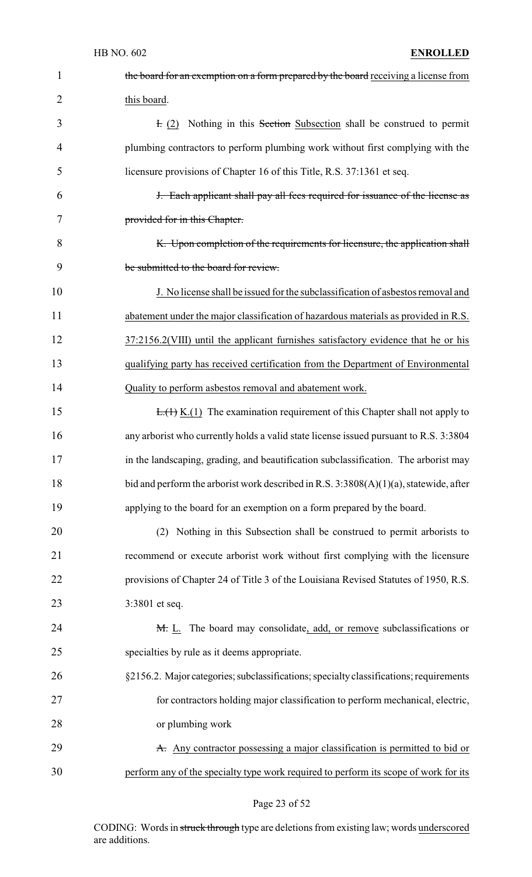~~the board for an exemption on a form prepared by the board~~ receiving a license from this board.

~~I.~~ (2) Nothing in this ~~Section~~ Subsection shall be construed to permit plumbing contractors to perform plumbing work without first complying with the licensure provisions of Chapter 16 of this Title, R.S. 37:1361 et seq.

~~J. Each applicant shall pay all fees required for issuance of the license as provided for in this Chapter.~~

~~K. Upon completion of the requirements for licensure, the application shall be submitted to the board for review.~~

J. No license shall be issued for the subclassification of asbestos removal and abatement under the major classification of hazardous materials as provided in R.S. 37:2156.2(VIII) until the applicant furnishes satisfactory evidence that he or his qualifying party has received certification from the Department of Environmental Quality to perform asbestos removal and abatement work.

~~L.(1)~~ K.(1) The examination requirement of this Chapter shall not apply to any arborist who currently holds a valid state license issued pursuant to R.S. 3:3804 in the landscaping, grading, and beautification subclassification. The arborist may bid and perform the arborist work described in R.S. 3:3808(A)(1)(a), statewide, after applying to the board for an exemption on a form prepared by the board.

(2) Nothing in this Subsection shall be construed to permit arborists to recommend or execute arborist work without first complying with the licensure provisions of Chapter 24 of Title 3 of the Louisiana Revised Statutes of 1950, R.S. 3:3801 et seq.

~~M.~~ L. The board may consolidate, add, or remove subclassifications or specialties by rule as it deems appropriate.

§2156.2. Major categories; subclassifications; specialty classifications; requirements for contractors holding major classification to perform mechanical, electric, or plumbing work

~~A.~~ Any contractor possessing a major classification is permitted to bid or perform any of the specialty type work required to perform its scope of work for its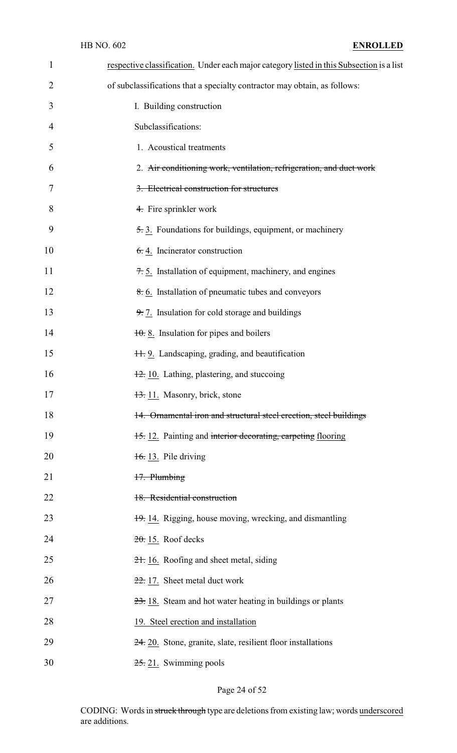respective classification. Under each major category <u>listed in this Subsection</u> is a list of subclassifications that a specialty contractor may obtain, as follows:

I. Building construction

Subclassifications:

1. Acoustical treatments

2. ~~Air conditioning work, ventilation, refrigeration, and duct work~~

~~3. Electrical construction for structures~~

~~4.~~ Fire sprinkler work

~~5.~~ <u>3.</u> Foundations for buildings, equipment, or machinery

~~6.~~ <u>4.</u> Incinerator construction

~~7.~~ <u>5.</u> Installation of equipment, machinery, and engines

~~8.~~ <u>6.</u> Installation of pneumatic tubes and conveyors

~~9.~~ <u>7.</u> Insulation for cold storage and buildings

~~10.~~ <u>8.</u> Insulation for pipes and boilers

~~11.~~ <u>9.</u> Landscaping, grading, and beautification

~~12.~~ <u>10.</u> Lathing, plastering, and stuccoing

~~13.~~ <u>11.</u> Masonry, brick, stone

~~14. Ornamental iron and structural steel erection, steel buildings~~

~~15.~~ <u>12.</u> Painting and ~~interior decorating, carpeting~~ <u>flooring</u>

~~16.~~ <u>13.</u> Pile driving

~~17. Plumbing~~

~~18. Residential construction~~

~~19.~~ <u>14.</u> Rigging, house moving, wrecking, and dismantling

~~20.~~ <u>15.</u> Roof decks

~~21.~~ <u>16.</u> Roofing and sheet metal, siding

~~22.~~ <u>17.</u> Sheet metal duct work

~~23.~~ <u>18.</u> Steam and hot water heating in buildings or plants

<u>19. Steel erection and installation</u>

~~24.~~ <u>20.</u> Stone, granite, slate, resilient floor installations

~~25.~~ <u>21.</u> Swimming pools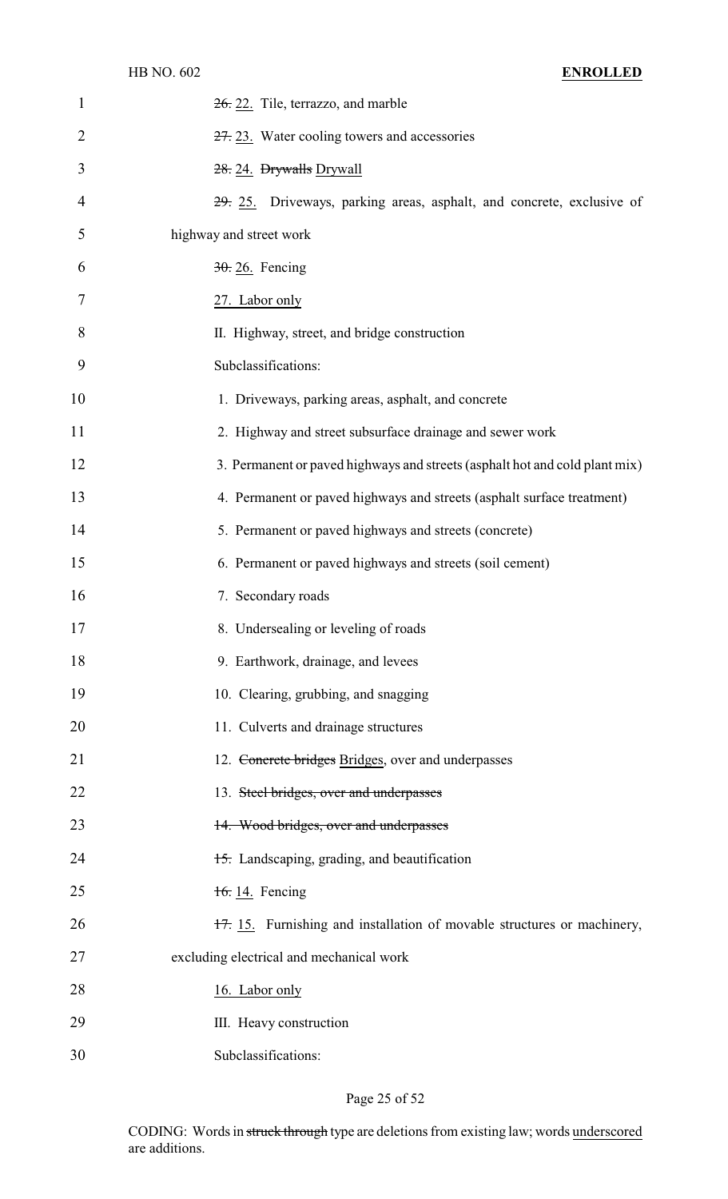~~26.~~ <u>22.</u> Tile, terrazzo, and marble

~~27.~~ <u>23.</u> Water cooling towers and accessories

~~28.~~ <u>24.</u> ~~Drywalls~~ <u>Drywall</u>

~~29.~~ <u>25.</u> Driveways, parking areas, asphalt, and concrete, exclusive of highway and street work

~~30.~~ <u>26.</u> Fencing

<u>27. Labor only</u>

II. Highway, street, and bridge construction

Subclassifications:

1. Driveways, parking areas, asphalt, and concrete

2. Highway and street subsurface drainage and sewer work

3. Permanent or paved highways and streets (asphalt hot and cold plant mix)

4. Permanent or paved highways and streets (asphalt surface treatment)

5. Permanent or paved highways and streets (concrete)

6. Permanent or paved highways and streets (soil cement)

7. Secondary roads

8. Undersealing or leveling of roads

9. Earthwork, drainage, and levees

10. Clearing, grubbing, and snagging

11. Culverts and drainage structures

12. ~~Concrete bridges~~ <u>Bridges</u>, over and underpasses

13. ~~Steel bridges, over and underpasses~~

~~14. Wood bridges, over and underpasses~~

~~15.~~ Landscaping, grading, and beautification

~~16.~~ <u>14.</u> Fencing

~~17.~~ <u>15.</u> Furnishing and installation of movable structures or machinery, excluding electrical and mechanical work

<u>16. Labor only</u>

III. Heavy construction

Subclassifications: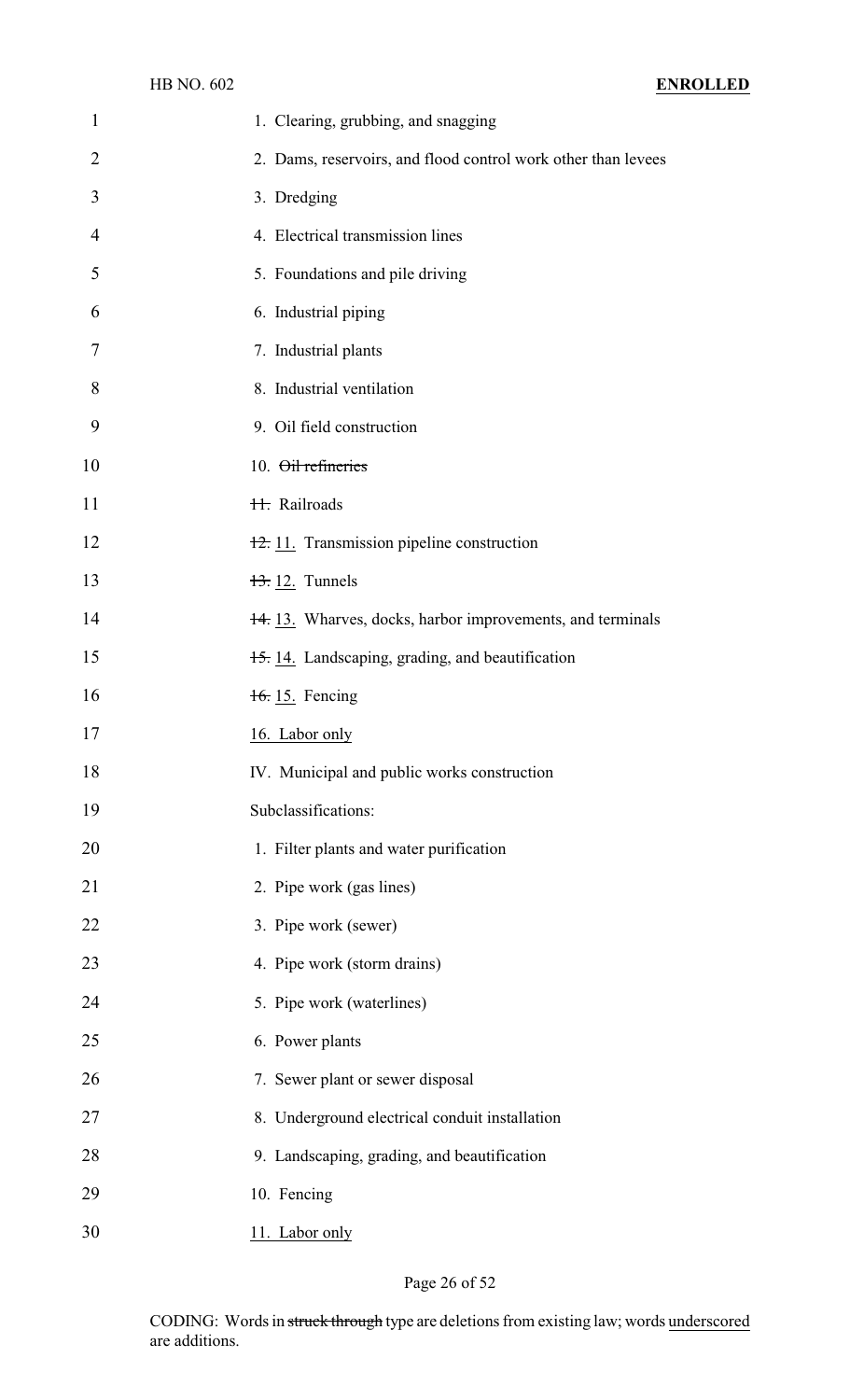1. Clearing, grubbing, and snagging

2. Dams, reservoirs, and flood control work other than levees

3. Dredging

4. Electrical transmission lines

5. Foundations and pile driving

6. Industrial piping

7. Industrial plants

8. Industrial ventilation

9. Oil field construction

10. ~~Oil refineries~~

~~11.~~ Railroads

~~12.~~ 11. Transmission pipeline construction

~~13.~~ 12. Tunnels

~~14.~~ 13. Wharves, docks, harbor improvements, and terminals

~~15.~~ 14. Landscaping, grading, and beautification

~~16.~~ 15. Fencing

16. Labor only

IV. Municipal and public works construction

Subclassifications:

1. Filter plants and water purification

2. Pipe work (gas lines)

3. Pipe work (sewer)

4. Pipe work (storm drains)

5. Pipe work (waterlines)

6. Power plants

7. Sewer plant or sewer disposal

8. Underground electrical conduit installation

9. Landscaping, grading, and beautification

10. Fencing

11. Labor only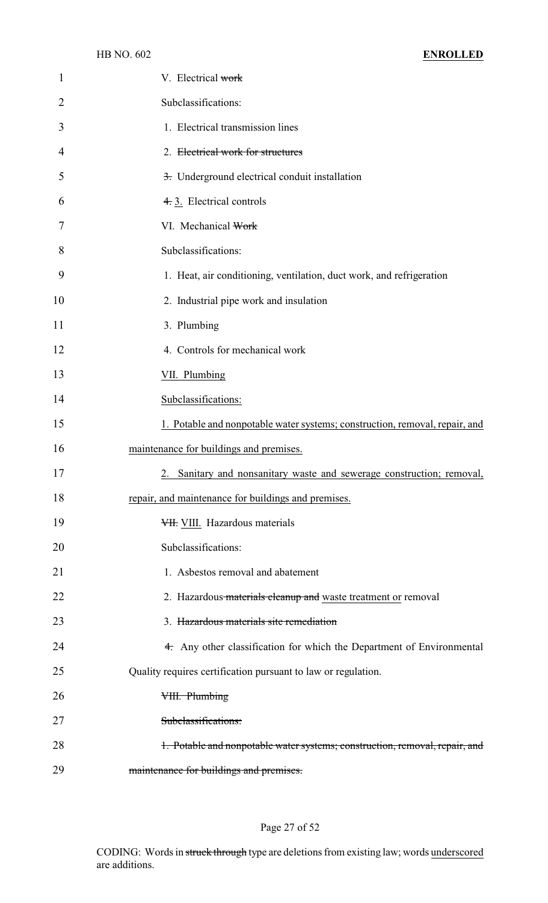V. Electrical ~~work~~

Subclassifications:

1. Electrical transmission lines

2. ~~Electrical work for structures~~

~~3.~~ Underground electrical conduit installation

~~4.~~ 3. Electrical controls

VI. Mechanical ~~Work~~

Subclassifications:

1. Heat, air conditioning, ventilation, duct work, and refrigeration

2. Industrial pipe work and insulation

3. Plumbing

4. Controls for mechanical work

VII. Plumbing

Subclassifications:

1. Potable and nonpotable water systems; construction, removal, repair, and maintenance for buildings and premises.

2. Sanitary and nonsanitary waste and sewerage construction; removal, repair, and maintenance for buildings and premises.

~~VII.~~ VIII. Hazardous materials

Subclassifications:

1. Asbestos removal and abatement

2. Hazardous ~~materials cleanup and~~ waste treatment or removal

3. ~~Hazardous materials site remediation~~

~~4.~~ Any other classification for which the Department of Environmental Quality requires certification pursuant to law or regulation.

~~VIII. Plumbing~~

~~Subclassifications:~~

~~1. Potable and nonpotable water systems; construction, removal, repair, and maintenance for buildings and premises.~~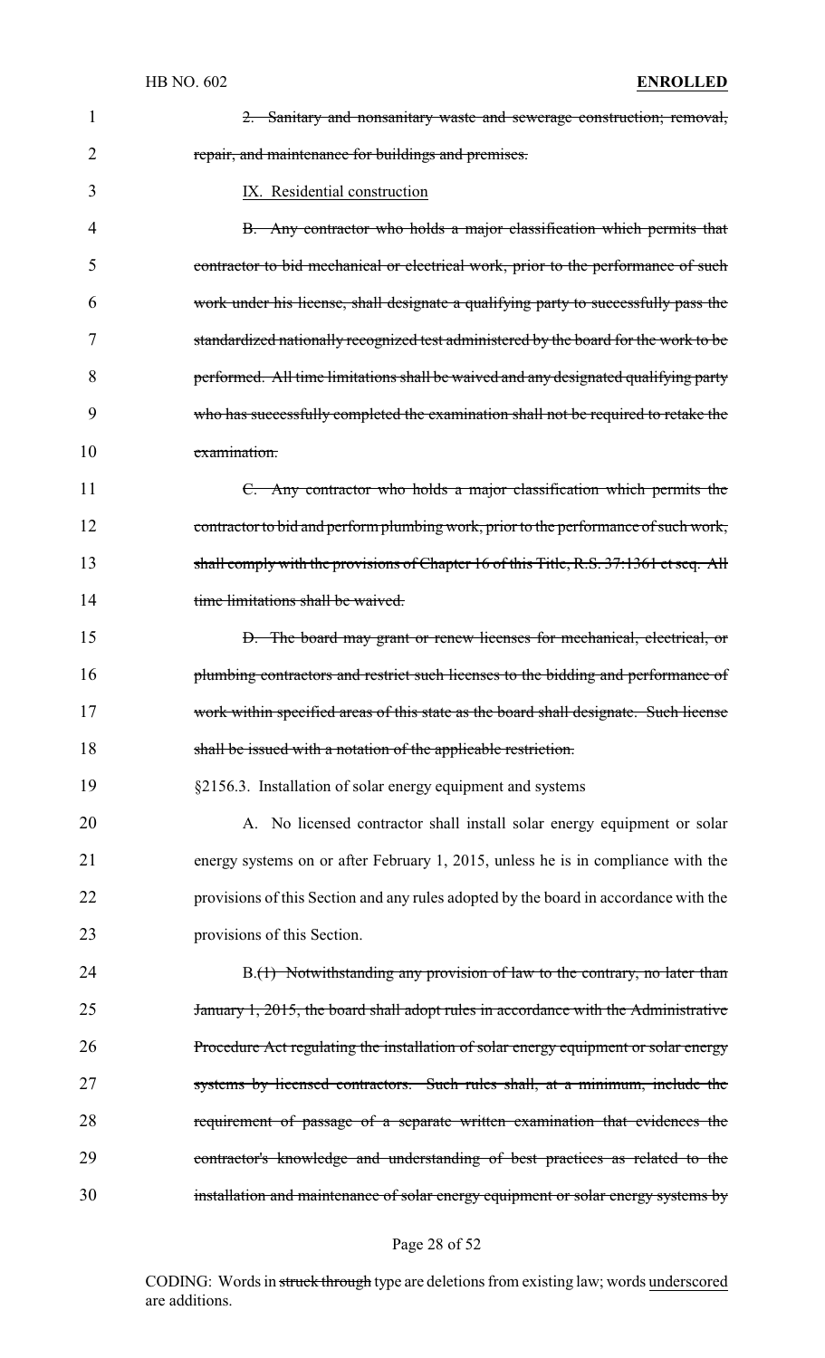2. Sanitary and nonsanitary waste and sewerage construction; removal, repair, and maintenance for buildings and premises.

IX. Residential construction

B. Any contractor who holds a major classification which permits that contractor to bid mechanical or electrical work, prior to the performance of such work under his license, shall designate a qualifying party to successfully pass the standardized nationally recognized test administered by the board for the work to be performed. All time limitations shall be waived and any designated qualifying party who has successfully completed the examination shall not be required to retake the examination.

C. Any contractor who holds a major classification which permits the contractor to bid and perform plumbing work, prior to the performance of such work, shall comply with the provisions of Chapter 16 of this Title, R.S. 37:1361 et seq. All time limitations shall be waived.

D. The board may grant or renew licenses for mechanical, electrical, or plumbing contractors and restrict such licenses to the bidding and performance of work within specified areas of this state as the board shall designate. Such license shall be issued with a notation of the applicable restriction.

§2156.3. Installation of solar energy equipment and systems

A. No licensed contractor shall install solar energy equipment or solar energy systems on or after February 1, 2015, unless he is in compliance with the provisions of this Section and any rules adopted by the board in accordance with the provisions of this Section.

B.(1) Notwithstanding any provision of law to the contrary, no later than January 1, 2015, the board shall adopt rules in accordance with the Administrative Procedure Act regulating the installation of solar energy equipment or solar energy systems by licensed contractors. Such rules shall, at a minimum, include the requirement of passage of a separate written examination that evidences the contractor's knowledge and understanding of best practices as related to the installation and maintenance of solar energy equipment or solar energy systems by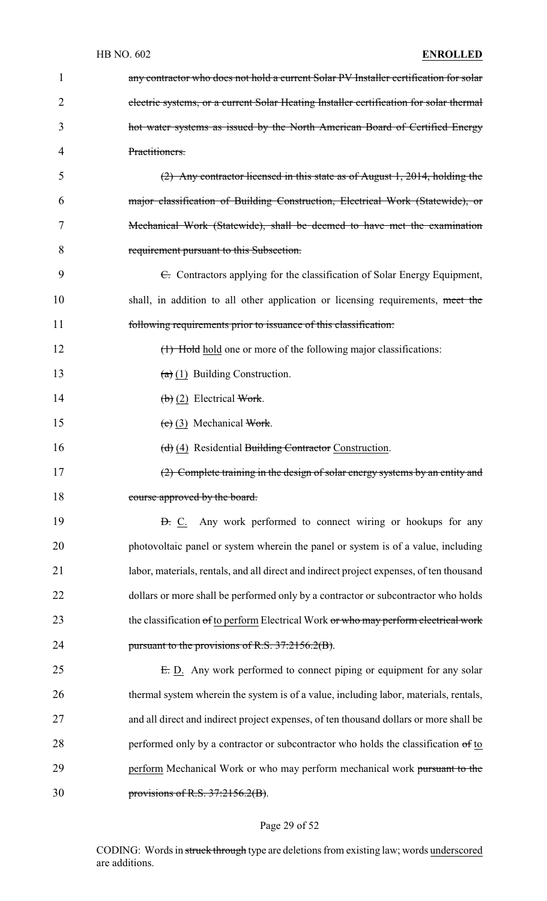~~any contractor who does not hold a current Solar PV Installer certification for solar electric systems, or a current Solar Heating Installer certification for solar thermal hot water systems as issued by the North American Board of Certified Energy Practitioners.~~

~~(2) Any contractor licensed in this state as of August 1, 2014, holding the major classification of Building Construction, Electrical Work (Statewide), or Mechanical Work (Statewide), shall be deemed to have met the examination requirement pursuant to this Subsection.~~

~~C.~~ Contractors applying for the classification of Solar Energy Equipment, shall, in addition to all other application or licensing requirements, ~~meet the following requirements prior to issuance of this classification:~~

~~(1) Hold~~ <u>hold</u> one or more of the following major classifications:

~~(a)~~ <u>(1)</u> Building Construction.

~~(b)~~ <u>(2)</u> Electrical ~~Work~~.

~~(c)~~ <u>(3)</u> Mechanical ~~Work~~.

~~(d)~~ <u>(4)</u> Residential ~~Building Contractor~~ <u>Construction</u>.

~~(2) Complete training in the design of solar energy systems by an entity and course approved by the board.~~

~~D.~~ <u>C.</u> Any work performed to connect wiring or hookups for any photovoltaic panel or system wherein the panel or system is of a value, including labor, materials, rentals, and all direct and indirect project expenses, of ten thousand dollars or more shall be performed only by a contractor or subcontractor who holds the classification ~~of~~ <u>to perform</u> Electrical Work ~~or who may perform electrical work pursuant to the provisions of R.S. 37:2156.2(B)~~.

~~E.~~ <u>D.</u> Any work performed to connect piping or equipment for any solar thermal system wherein the system is of a value, including labor, materials, rentals, and all direct and indirect project expenses, of ten thousand dollars or more shall be performed only by a contractor or subcontractor who holds the classification ~~of~~ <u>to perform</u> Mechanical Work or who may perform mechanical work ~~pursuant to the provisions of R.S. 37:2156.2(B)~~.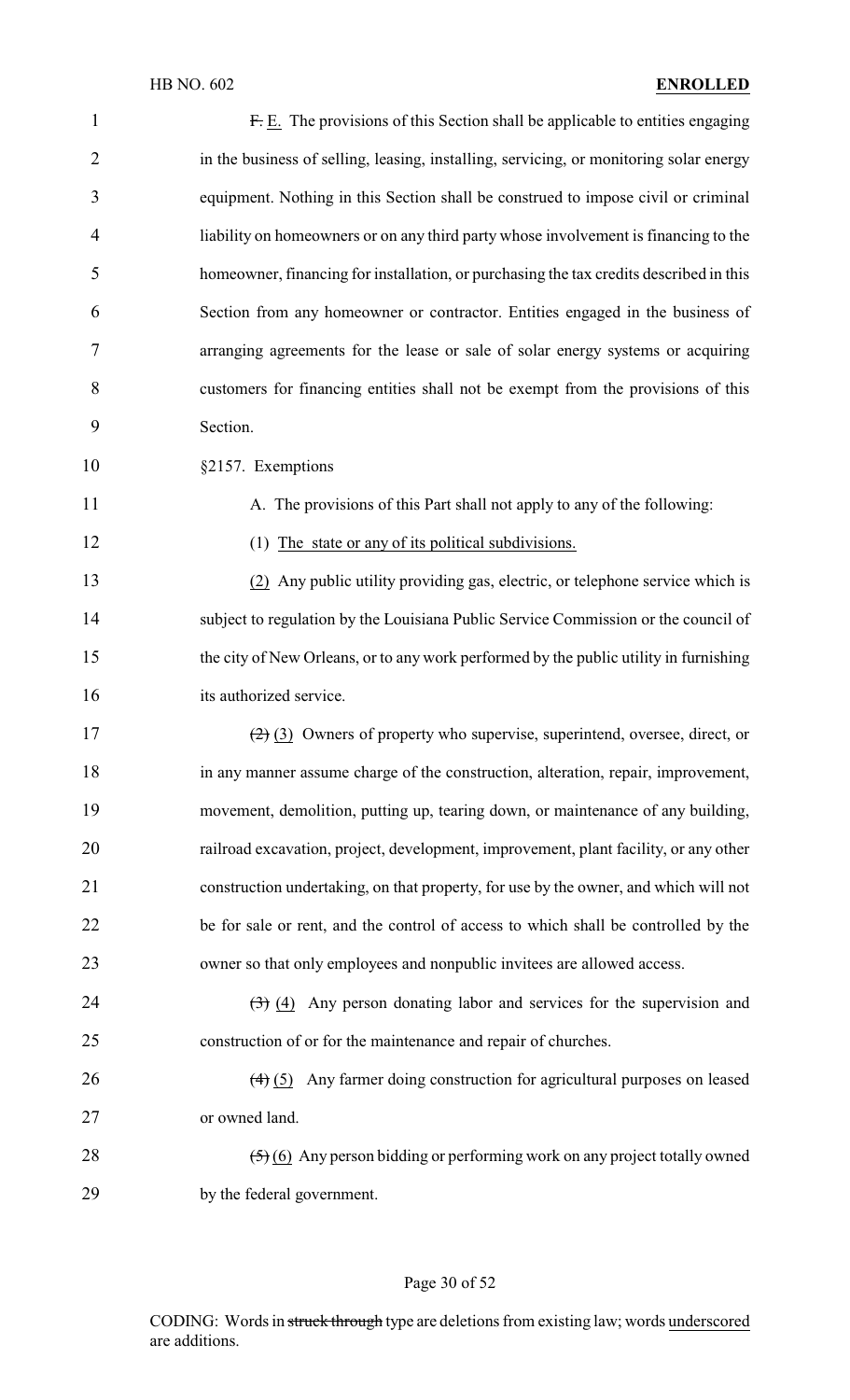~~F.~~ E. The provisions of this Section shall be applicable to entities engaging in the business of selling, leasing, installing, servicing, or monitoring solar energy equipment. Nothing in this Section shall be construed to impose civil or criminal liability on homeowners or on any third party whose involvement is financing to the homeowner, financing for installation, or purchasing the tax credits described in this Section from any homeowner or contractor. Entities engaged in the business of arranging agreements for the lease or sale of solar energy systems or acquiring customers for financing entities shall not be exempt from the provisions of this Section.

§2157. Exemptions

A. The provisions of this Part shall not apply to any of the following:

(1) The state or any of its political subdivisions.

(2) Any public utility providing gas, electric, or telephone service which is subject to regulation by the Louisiana Public Service Commission or the council of the city of New Orleans, or to any work performed by the public utility in furnishing its authorized service.

~~(2)~~ (3) Owners of property who supervise, superintend, oversee, direct, or in any manner assume charge of the construction, alteration, repair, improvement, movement, demolition, putting up, tearing down, or maintenance of any building, railroad excavation, project, development, improvement, plant facility, or any other construction undertaking, on that property, for use by the owner, and which will not be for sale or rent, and the control of access to which shall be controlled by the owner so that only employees and nonpublic invitees are allowed access.

~~(3)~~ (4) Any person donating labor and services for the supervision and construction of or for the maintenance and repair of churches.

~~(4)~~ (5) Any farmer doing construction for agricultural purposes on leased or owned land.

~~(5)~~ (6) Any person bidding or performing work on any project totally owned by the federal government.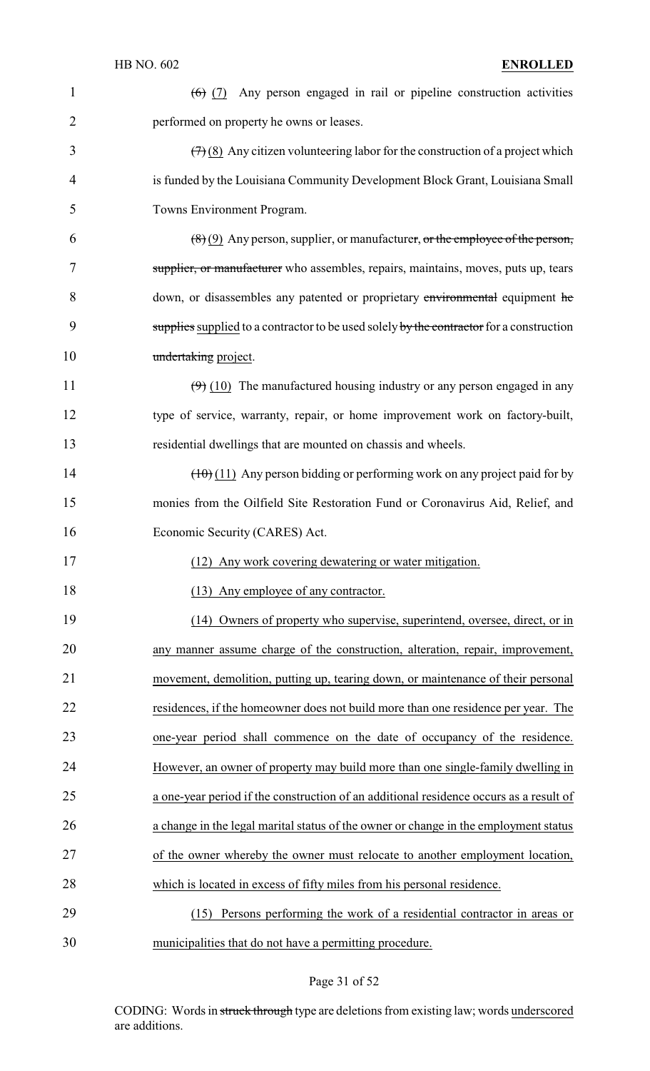~~(6)~~ (7) Any person engaged in rail or pipeline construction activities performed on property he owns or leases.

~~(7)~~ (8) Any citizen volunteering labor for the construction of a project which is funded by the Louisiana Community Development Block Grant, Louisiana Small Towns Environment Program.

~~(8)~~ (9) Any person, supplier, or manufacture~~r, or the employee of the person, supplier, or manufacturer~~ who assembles, repairs, maintains, moves, puts up, tears down, or disassembles any patented or proprietary ~~environmental~~ equipment ~~he supplies~~ supplied to a contractor to be used solely ~~by the contractor~~ for a construction ~~undertaking~~ project.

~~(9)~~ (10) The manufactured housing industry or any person engaged in any type of service, warranty, repair, or home improvement work on factory-built, residential dwellings that are mounted on chassis and wheels.

~~(10)~~ (11) Any person bidding or performing work on any project paid for by monies from the Oilfield Site Restoration Fund or Coronavirus Aid, Relief, and Economic Security (CARES) Act.

(12) Any work covering dewatering or water mitigation.

(13) Any employee of any contractor.

(14) Owners of property who supervise, superintend, oversee, direct, or in any manner assume charge of the construction, alteration, repair, improvement, movement, demolition, putting up, tearing down, or maintenance of their personal residences, if the homeowner does not build more than one residence per year. The one-year period shall commence on the date of occupancy of the residence. However, an owner of property may build more than one single-family dwelling in a one-year period if the construction of an additional residence occurs as a result of a change in the legal marital status of the owner or change in the employment status of the owner whereby the owner must relocate to another employment location, which is located in excess of fifty miles from his personal residence.

(15) Persons performing the work of a residential contractor in areas or municipalities that do not have a permitting procedure.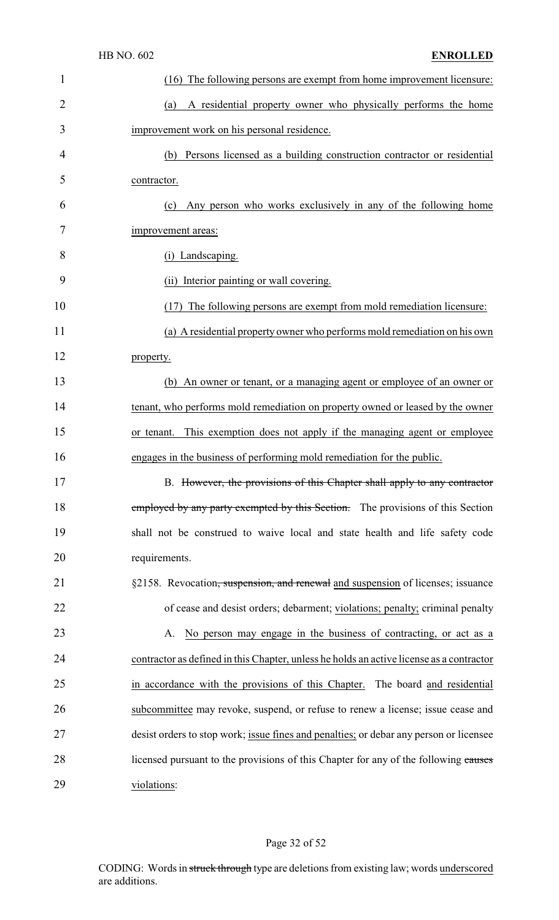(16) The following persons are exempt from home improvement licensure:

(a) A residential property owner who physically performs the home improvement work on his personal residence.

(b) Persons licensed as a building construction contractor or residential contractor.

(c) Any person who works exclusively in any of the following home improvement areas:

(i) Landscaping.

(ii) Interior painting or wall covering.

(17) The following persons are exempt from mold remediation licensure:

(a) A residential property owner who performs mold remediation on his own property.

(b) An owner or tenant, or a managing agent or employee of an owner or tenant, who performs mold remediation on property owned or leased by the owner or tenant. This exemption does not apply if the managing agent or employee engages in the business of performing mold remediation for the public.

B. ~~However, the provisions of this Chapter shall apply to any contractor employed by any party exempted by this Section.~~ The provisions of this Section shall not be construed to waive local and state health and life safety code requirements.

§2158. Revocation~~, suspension, and renewal~~ and suspension of licenses; issuance of cease and desist orders; debarment; violations; penalty; criminal penalty

A. No person may engage in the business of contracting, or act as a contractor as defined in this Chapter, unless he holds an active license as a contractor in accordance with the provisions of this Chapter. The board and residential subcommittee may revoke, suspend, or refuse to renew a license; issue cease and desist orders to stop work; issue fines and penalties; or debar any person or licensee licensed pursuant to the provisions of this Chapter for any of the following ~~causes~~ violations: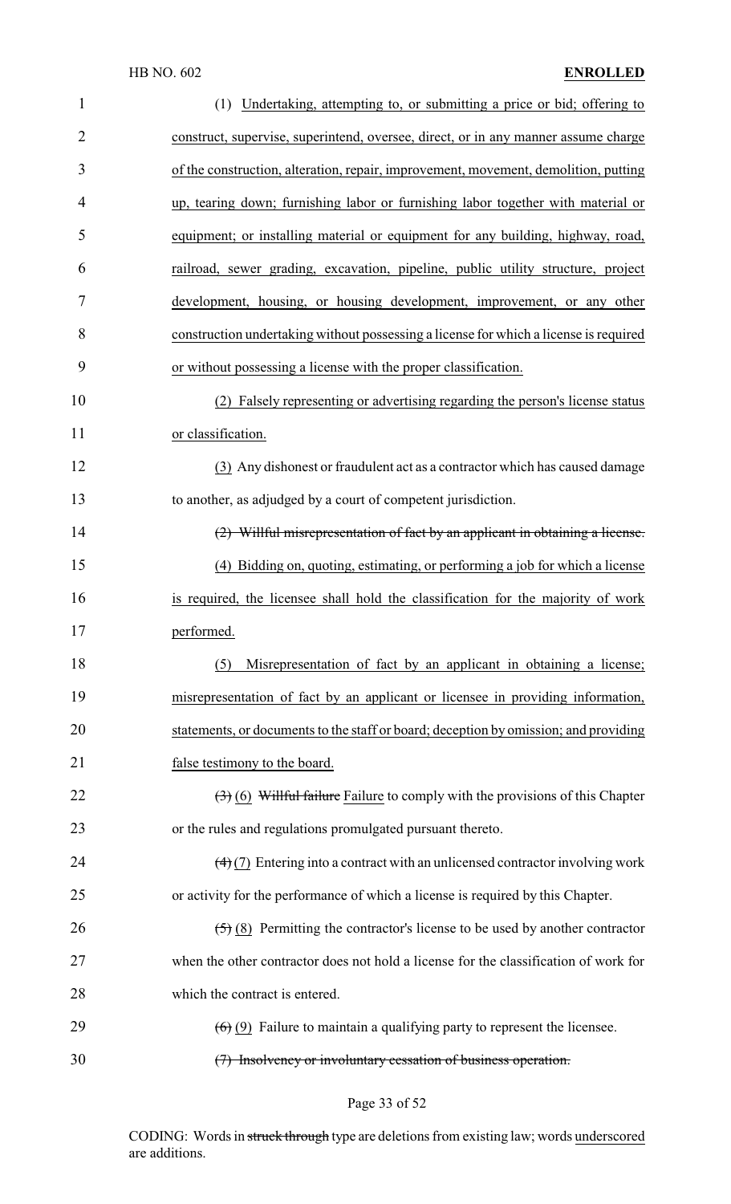(1) Undertaking, attempting to, or submitting a price or bid; offering to construct, supervise, superintend, oversee, direct, or in any manner assume charge of the construction, alteration, repair, improvement, movement, demolition, putting up, tearing down; furnishing labor or furnishing labor together with material or equipment; or installing material or equipment for any building, highway, road, railroad, sewer grading, excavation, pipeline, public utility structure, project development, housing, or housing development, improvement, or any other construction undertaking without possessing a license for which a license is required or without possessing a license with the proper classification.

(2) Falsely representing or advertising regarding the person's license status or classification.

(3) Any dishonest or fraudulent act as a contractor which has caused damage to another, as adjudged by a court of competent jurisdiction.

~~(2) Willful misrepresentation of fact by an applicant in obtaining a license.~~

(4) Bidding on, quoting, estimating, or performing a job for which a license is required, the licensee shall hold the classification for the majority of work performed.

(5) Misrepresentation of fact by an applicant in obtaining a license; misrepresentation of fact by an applicant or licensee in providing information, statements, or documents to the staff or board; deception by omission; and providing false testimony to the board.

~~(3)~~ (6) ~~Willful failure~~ Failure to comply with the provisions of this Chapter or the rules and regulations promulgated pursuant thereto.

~~(4)~~ (7) Entering into a contract with an unlicensed contractor involving work or activity for the performance of which a license is required by this Chapter.

~~(5)~~ (8) Permitting the contractor's license to be used by another contractor when the other contractor does not hold a license for the classification of work for which the contract is entered.

~~(6)~~ (9) Failure to maintain a qualifying party to represent the licensee.

~~(7) Insolvency or involuntary cessation of business operation.~~

CODING: Words in ~~struck through~~ type are deletions from existing law; words underscored are additions.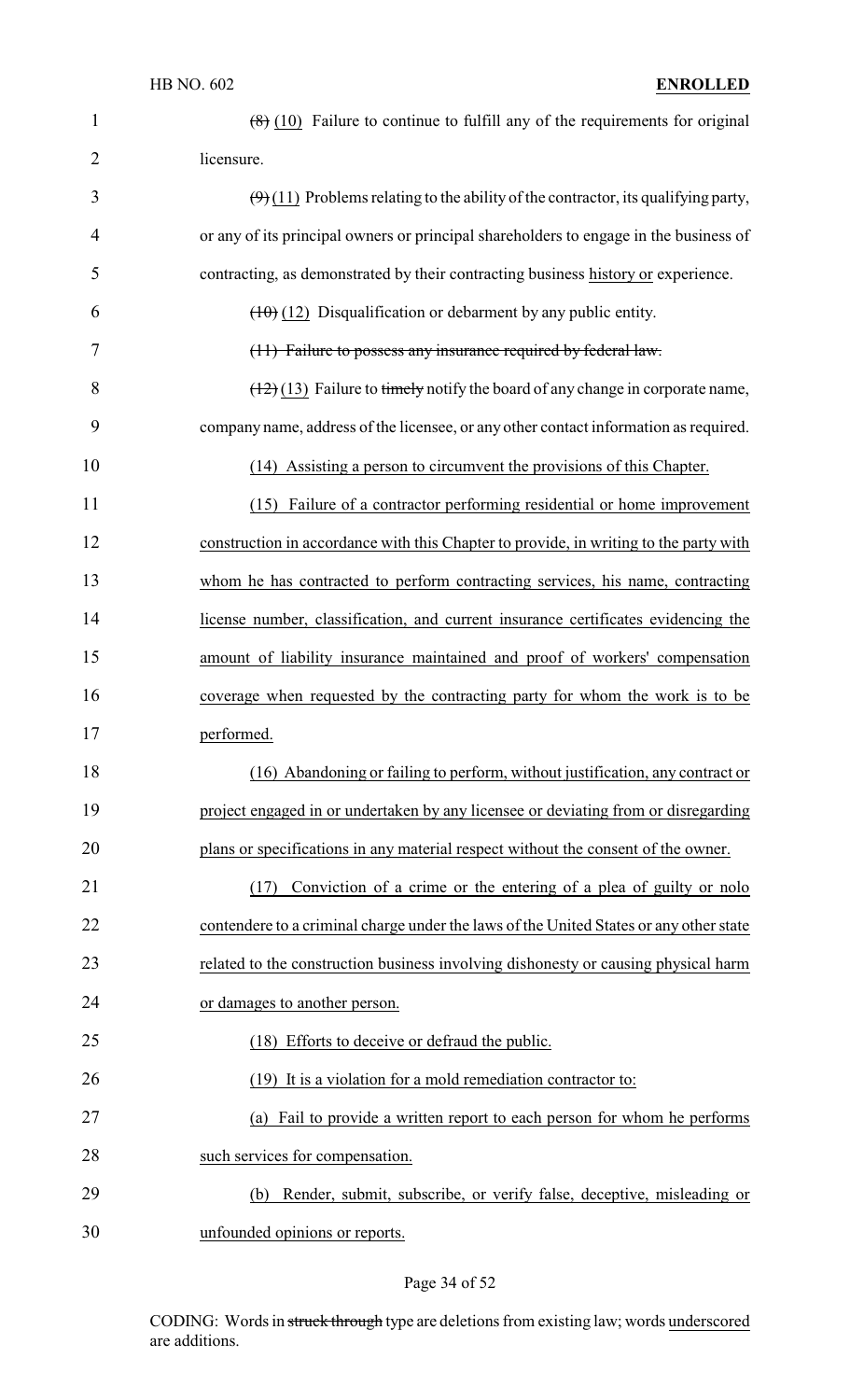~~(8)~~ (10) Failure to continue to fulfill any of the requirements for original licensure.

~~(9)~~ (11) Problems relating to the ability of the contractor, its qualifying party, or any of its principal owners or principal shareholders to engage in the business of contracting, as demonstrated by their contracting business history or experience.

~~(10)~~ (12) Disqualification or debarment by any public entity.

~~(11) Failure to possess any insurance required by federal law.~~

~~(12)~~ (13) Failure to ~~timely~~ notify the board of any change in corporate name, company name, address of the licensee, or any other contact information as required.

(14) Assisting a person to circumvent the provisions of this Chapter.

(15) Failure of a contractor performing residential or home improvement construction in accordance with this Chapter to provide, in writing to the party with whom he has contracted to perform contracting services, his name, contracting license number, classification, and current insurance certificates evidencing the amount of liability insurance maintained and proof of workers' compensation coverage when requested by the contracting party for whom the work is to be performed.

(16) Abandoning or failing to perform, without justification, any contract or project engaged in or undertaken by any licensee or deviating from or disregarding plans or specifications in any material respect without the consent of the owner.

(17) Conviction of a crime or the entering of a plea of guilty or nolo contendere to a criminal charge under the laws of the United States or any other state related to the construction business involving dishonesty or causing physical harm or damages to another person.

(18) Efforts to deceive or defraud the public.

(19) It is a violation for a mold remediation contractor to:

(a) Fail to provide a written report to each person for whom he performs such services for compensation.

(b) Render, submit, subscribe, or verify false, deceptive, misleading or unfounded opinions or reports.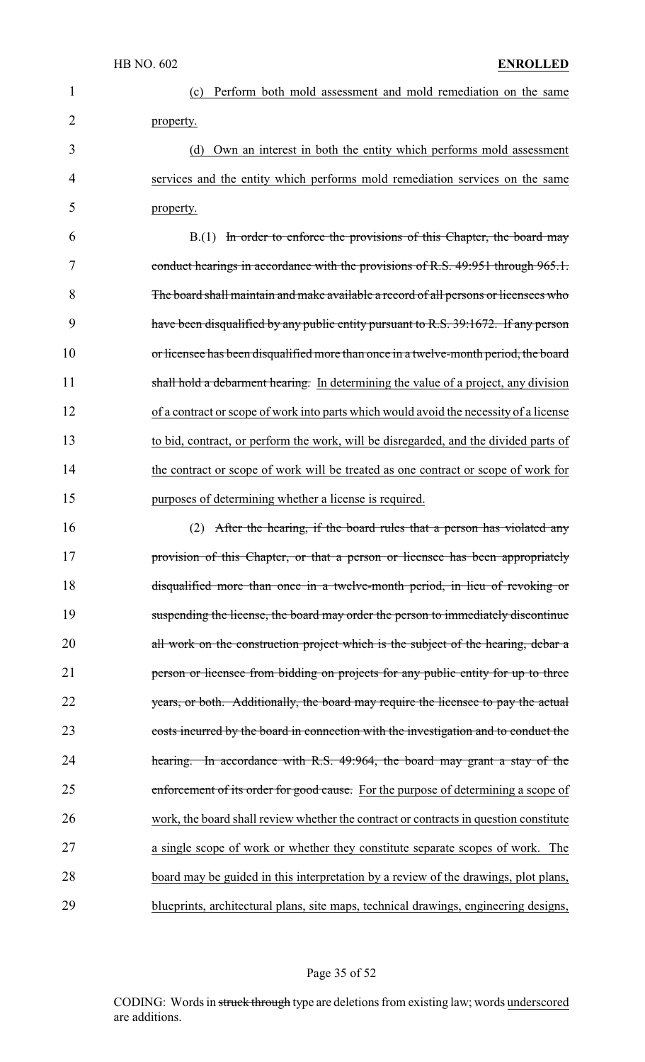(c) Perform both mold assessment and mold remediation on the same property.

(d) Own an interest in both the entity which performs mold assessment services and the entity which performs mold remediation services on the same property.

B.(1) ~~In order to enforce the provisions of this Chapter, the board may conduct hearings in accordance with the provisions of R.S. 49:951 through 965.1. The board shall maintain and make available a record of all persons or licensees who have been disqualified by any public entity pursuant to R.S. 39:1672. If any person or licensee has been disqualified more than once in a twelve-month period, the board shall hold a debarment hearing.~~ In determining the value of a project, any division of a contract or scope of work into parts which would avoid the necessity of a license to bid, contract, or perform the work, will be disregarded, and the divided parts of the contract or scope of work will be treated as one contract or scope of work for purposes of determining whether a license is required.

(2) ~~After the hearing, if the board rules that a person has violated any provision of this Chapter, or that a person or licensee has been appropriately disqualified more than once in a twelve-month period, in lieu of revoking or suspending the license, the board may order the person to immediately discontinue all work on the construction project which is the subject of the hearing, debar a person or licensee from bidding on projects for any public entity for up to three years, or both. Additionally, the board may require the licensee to pay the actual costs incurred by the board in connection with the investigation and to conduct the hearing. In accordance with R.S. 49:964, the board may grant a stay of the enforcement of its order for good cause.~~ For the purpose of determining a scope of work, the board shall review whether the contract or contracts in question constitute a single scope of work or whether they constitute separate scopes of work. The board may be guided in this interpretation by a review of the drawings, plot plans, blueprints, architectural plans, site maps, technical drawings, engineering designs,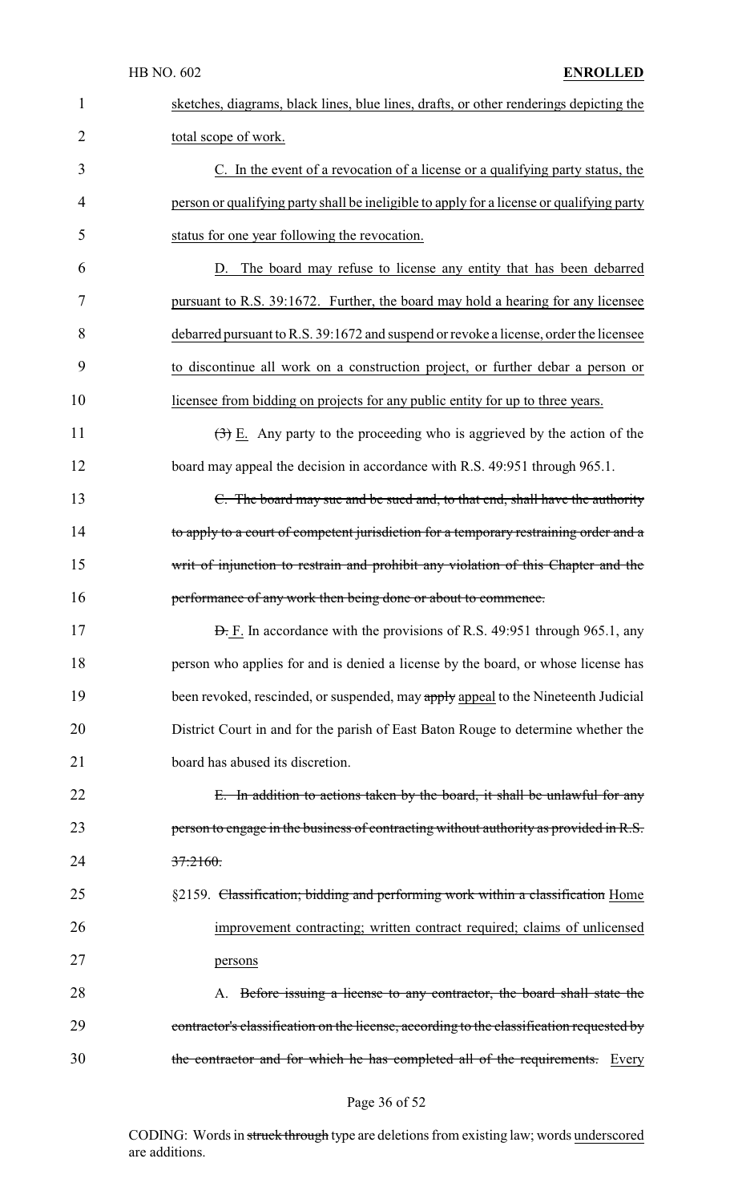sketches, diagrams, black lines, blue lines, drafts, or other renderings depicting the total scope of work.

C. In the event of a revocation of a license or a qualifying party status, the person or qualifying party shall be ineligible to apply for a license or qualifying party status for one year following the revocation.

D. The board may refuse to license any entity that has been debarred pursuant to R.S. 39:1672. Further, the board may hold a hearing for any licensee debarred pursuant to R.S. 39:1672 and suspend or revoke a license, order the licensee to discontinue all work on a construction project, or further debar a person or licensee from bidding on projects for any public entity for up to three years.

~~(3)~~ E. Any party to the proceeding who is aggrieved by the action of the board may appeal the decision in accordance with R.S. 49:951 through 965.1.

~~C. The board may sue and be sued and, to that end, shall have the authority to apply to a court of competent jurisdiction for a temporary restraining order and a writ of injunction to restrain and prohibit any violation of this Chapter and the performance of any work then being done or about to commence.~~

~~D.~~ F. In accordance with the provisions of R.S. 49:951 through 965.1, any person who applies for and is denied a license by the board, or whose license has been revoked, rescinded, or suspended, may ~~apply~~ appeal to the Nineteenth Judicial District Court in and for the parish of East Baton Rouge to determine whether the board has abused its discretion.

~~E. In addition to actions taken by the board, it shall be unlawful for any person to engage in the business of contracting without authority as provided in R.S. 37:2160.~~

§2159. ~~Classification; bidding and performing work within a classification~~ Home improvement contracting; written contract required; claims of unlicensed persons

A. ~~Before issuing a license to any contractor, the board shall state the contractor's classification on the license, according to the classification requested by the contractor and for which he has completed all of the requirements.~~ Every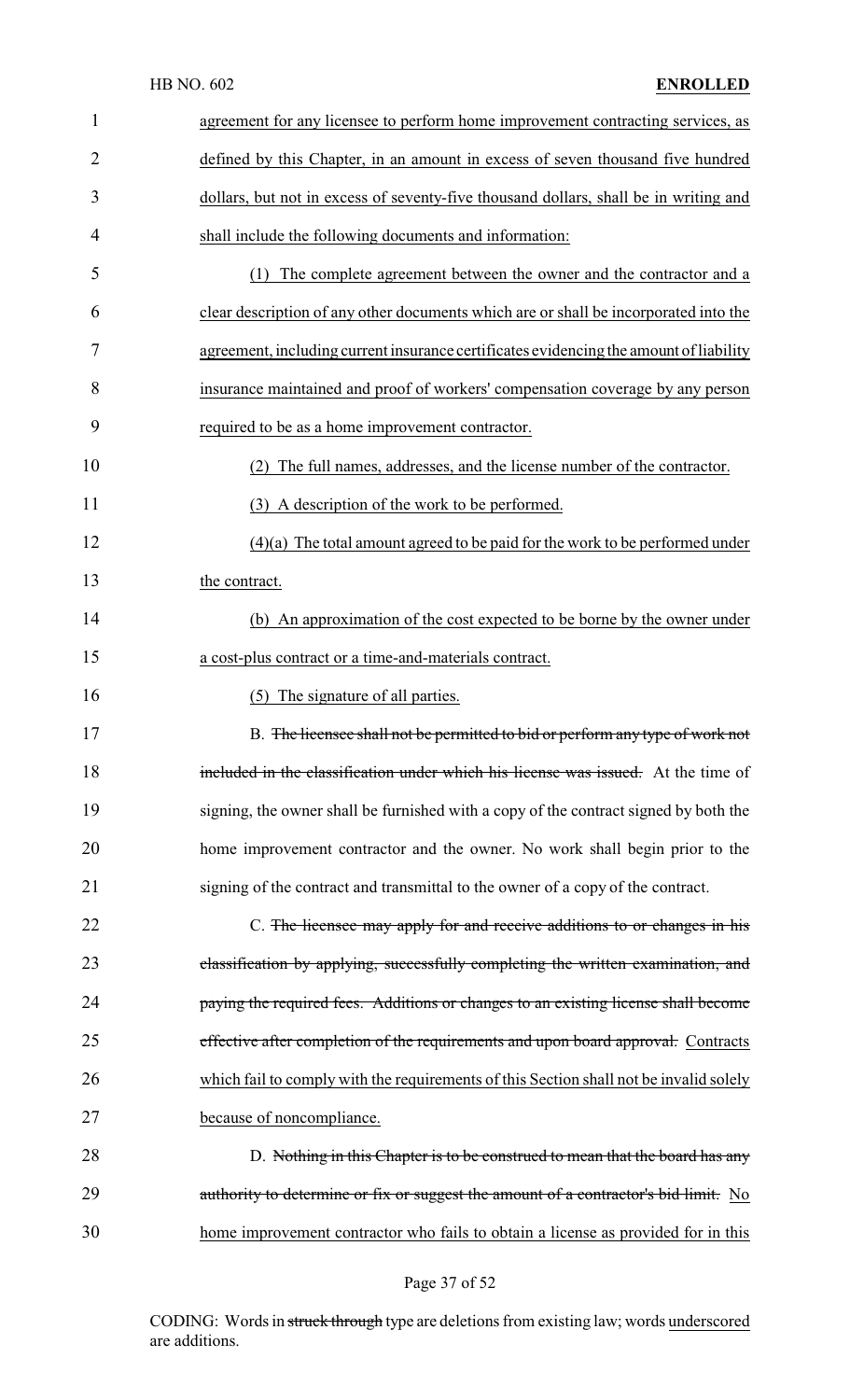agreement for any licensee to perform home improvement contracting services, as defined by this Chapter, in an amount in excess of seven thousand five hundred dollars, but not in excess of seventy-five thousand dollars, shall be in writing and shall include the following documents and information:

(1) The complete agreement between the owner and the contractor and a clear description of any other documents which are or shall be incorporated into the agreement, including current insurance certificates evidencing the amount of liability insurance maintained and proof of workers' compensation coverage by any person required to be as a home improvement contractor.

(2) The full names, addresses, and the license number of the contractor.

(3) A description of the work to be performed.

(4)(a) The total amount agreed to be paid for the work to be performed under the contract.

(b) An approximation of the cost expected to be borne by the owner under a cost-plus contract or a time-and-materials contract.

(5) The signature of all parties.

B. ~~The licensee shall not be permitted to bid or perform any type of work not included in the classification under which his license was issued.~~ At the time of signing, the owner shall be furnished with a copy of the contract signed by both the home improvement contractor and the owner. No work shall begin prior to the signing of the contract and transmittal to the owner of a copy of the contract.

C. ~~The licensee may apply for and receive additions to or changes in his classification by applying, successfully completing the written examination, and paying the required fees. Additions or changes to an existing license shall become effective after completion of the requirements and upon board approval.~~ Contracts which fail to comply with the requirements of this Section shall not be invalid solely because of noncompliance.

D. ~~Nothing in this Chapter is to be construed to mean that the board has any authority to determine or fix or suggest the amount of a contractor's bid limit.~~ No home improvement contractor who fails to obtain a license as provided for in this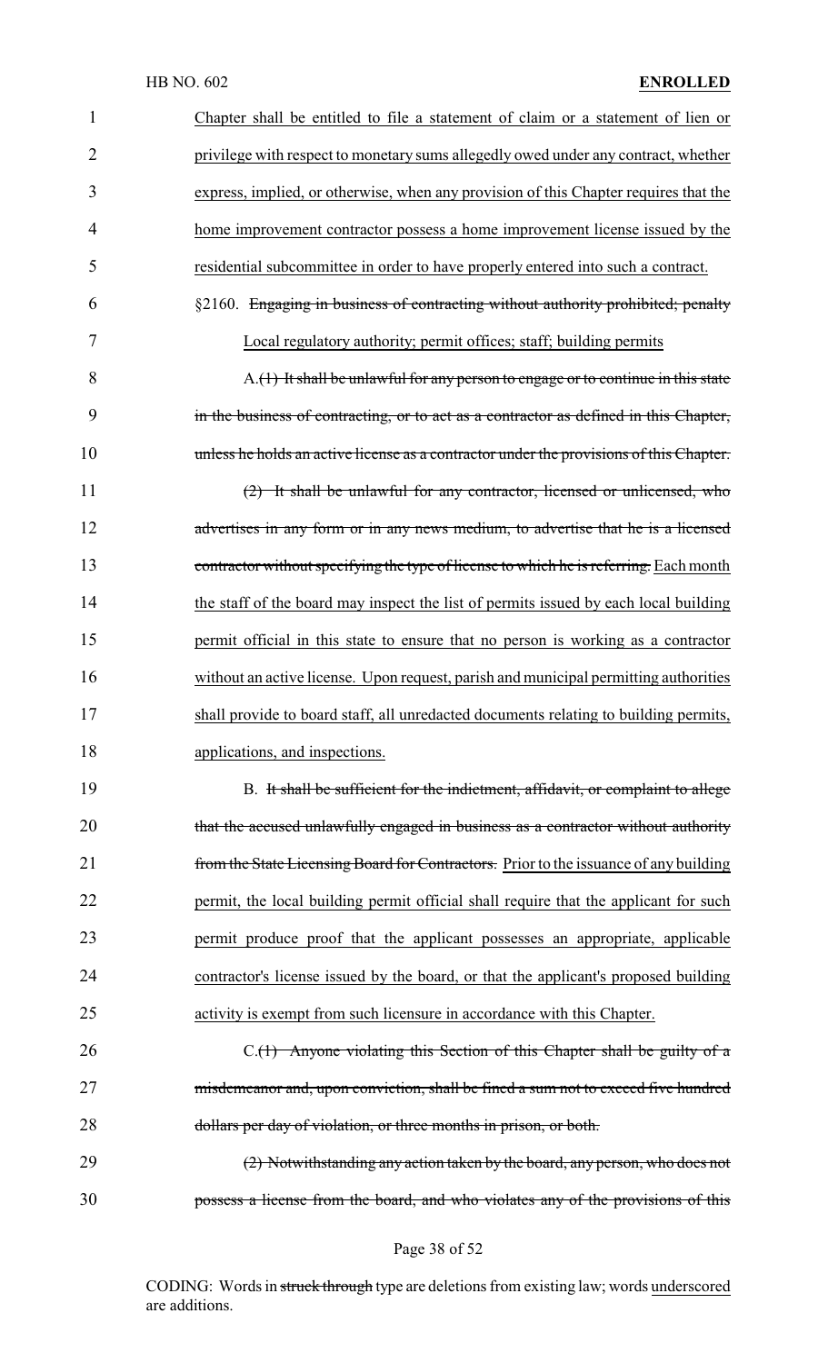Chapter shall be entitled to file a statement of claim or a statement of lien or privilege with respect to monetary sums allegedly owed under any contract, whether express, implied, or otherwise, when any provision of this Chapter requires that the home improvement contractor possess a home improvement license issued by the residential subcommittee in order to have properly entered into such a contract.

§2160. ~~Engaging in business of contracting without authority prohibited; penalty~~ Local regulatory authority; permit offices; staff; building permits

A.~~(1) It shall be unlawful for any person to engage or to continue in this state in the business of contracting, or to act as a contractor as defined in this Chapter, unless he holds an active license as a contractor under the provisions of this Chapter.~~

~~(2) It shall be unlawful for any contractor, licensed or unlicensed, who advertises in any form or in any news medium, to advertise that he is a licensed contractor without specifying the type of license to which he is referring.~~ Each month the staff of the board may inspect the list of permits issued by each local building permit official in this state to ensure that no person is working as a contractor without an active license. Upon request, parish and municipal permitting authorities shall provide to board staff, all unredacted documents relating to building permits, applications, and inspections.

B. ~~It shall be sufficient for the indictment, affidavit, or complaint to allege that the accused unlawfully engaged in business as a contractor without authority from the State Licensing Board for Contractors.~~ Prior to the issuance of any building permit, the local building permit official shall require that the applicant for such permit produce proof that the applicant possesses an appropriate, applicable contractor's license issued by the board, or that the applicant's proposed building activity is exempt from such licensure in accordance with this Chapter.

C.~~(1) Anyone violating this Section of this Chapter shall be guilty of a misdemeanor and, upon conviction, shall be fined a sum not to exceed five hundred dollars per day of violation, or three months in prison, or both.~~

~~(2) Notwithstanding any action taken by the board, any person, who does not possess a license from the board, and who violates any of the provisions of this~~

CODING: Words in ~~struck through~~ type are deletions from existing law; words underscored are additions.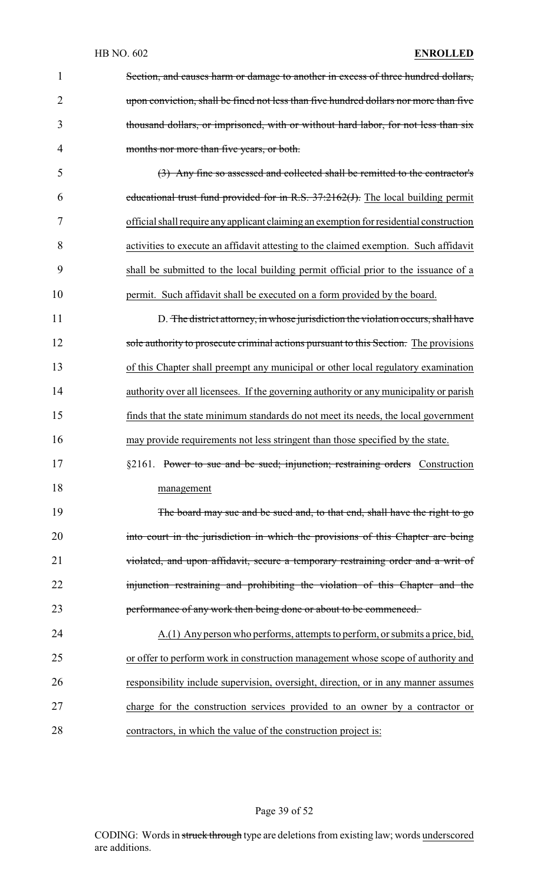~~Section, and causes harm or damage to another in excess of three hundred dollars, upon conviction, shall be fined not less than five hundred dollars nor more than five thousand dollars, or imprisoned, with or without hard labor, for not less than six months nor more than five years, or both.~~

~~(3) Any fine so assessed and collected shall be remitted to the contractor's educational trust fund provided for in R.S. 37:2162(J).~~ The local building permit official shall require any applicant claiming an exemption for residential construction activities to execute an affidavit attesting to the claimed exemption. Such affidavit shall be submitted to the local building permit official prior to the issuance of a permit. Such affidavit shall be executed on a form provided by the board.

D. ~~The district attorney, in whose jurisdiction the violation occurs, shall have sole authority to prosecute criminal actions pursuant to this Section.~~ The provisions of this Chapter shall preempt any municipal or other local regulatory examination authority over all licensees. If the governing authority or any municipality or parish finds that the state minimum standards do not meet its needs, the local government may provide requirements not less stringent than those specified by the state.

§2161. ~~Power to sue and be sued; injunction; restraining orders~~ Construction management

~~The board may sue and be sued and, to that end, shall have the right to go into court in the jurisdiction in which the provisions of this Chapter are being violated, and upon affidavit, secure a temporary restraining order and a writ of injunction restraining and prohibiting the violation of this Chapter and the performance of any work then being done or about to be commenced.~~

A.(1) Any person who performs, attempts to perform, or submits a price, bid, or offer to perform work in construction management whose scope of authority and responsibility include supervision, oversight, direction, or in any manner assumes charge for the construction services provided to an owner by a contractor or contractors, in which the value of the construction project is: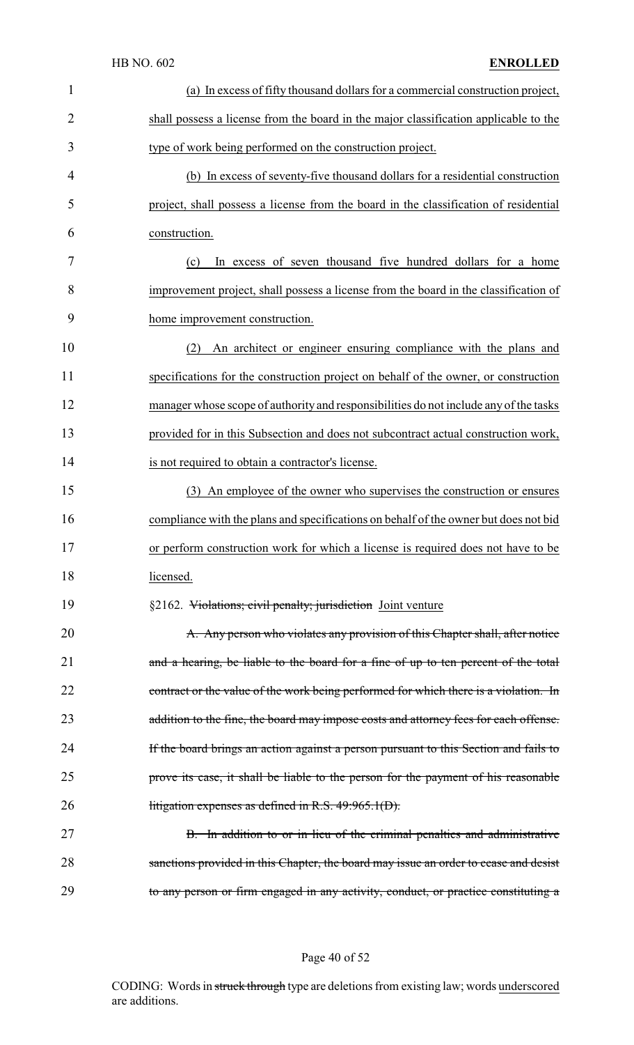(a) In excess of fifty thousand dollars for a commercial construction project, shall possess a license from the board in the major classification applicable to the type of work being performed on the construction project.

(b) In excess of seventy-five thousand dollars for a residential construction project, shall possess a license from the board in the classification of residential construction.

(c) In excess of seven thousand five hundred dollars for a home improvement project, shall possess a license from the board in the classification of home improvement construction.

(2) An architect or engineer ensuring compliance with the plans and specifications for the construction project on behalf of the owner, or construction manager whose scope of authority and responsibilities do not include any of the tasks provided for in this Subsection and does not subcontract actual construction work, is not required to obtain a contractor's license.

(3) An employee of the owner who supervises the construction or ensures compliance with the plans and specifications on behalf of the owner but does not bid or perform construction work for which a license is required does not have to be licensed.

§2162. ~~Violations; civil penalty; jurisdiction~~ Joint venture

~~A. Any person who violates any provision of this Chapter shall, after notice and a hearing, be liable to the board for a fine of up to ten percent of the total contract or the value of the work being performed for which there is a violation. In addition to the fine, the board may impose costs and attorney fees for each offense. If the board brings an action against a person pursuant to this Section and fails to prove its case, it shall be liable to the person for the payment of his reasonable litigation expenses as defined in R.S. 49:965.1(D).~~

~~B. In addition to or in lieu of the criminal penalties and administrative sanctions provided in this Chapter, the board may issue an order to cease and desist to any person or firm engaged in any activity, conduct, or practice constituting a~~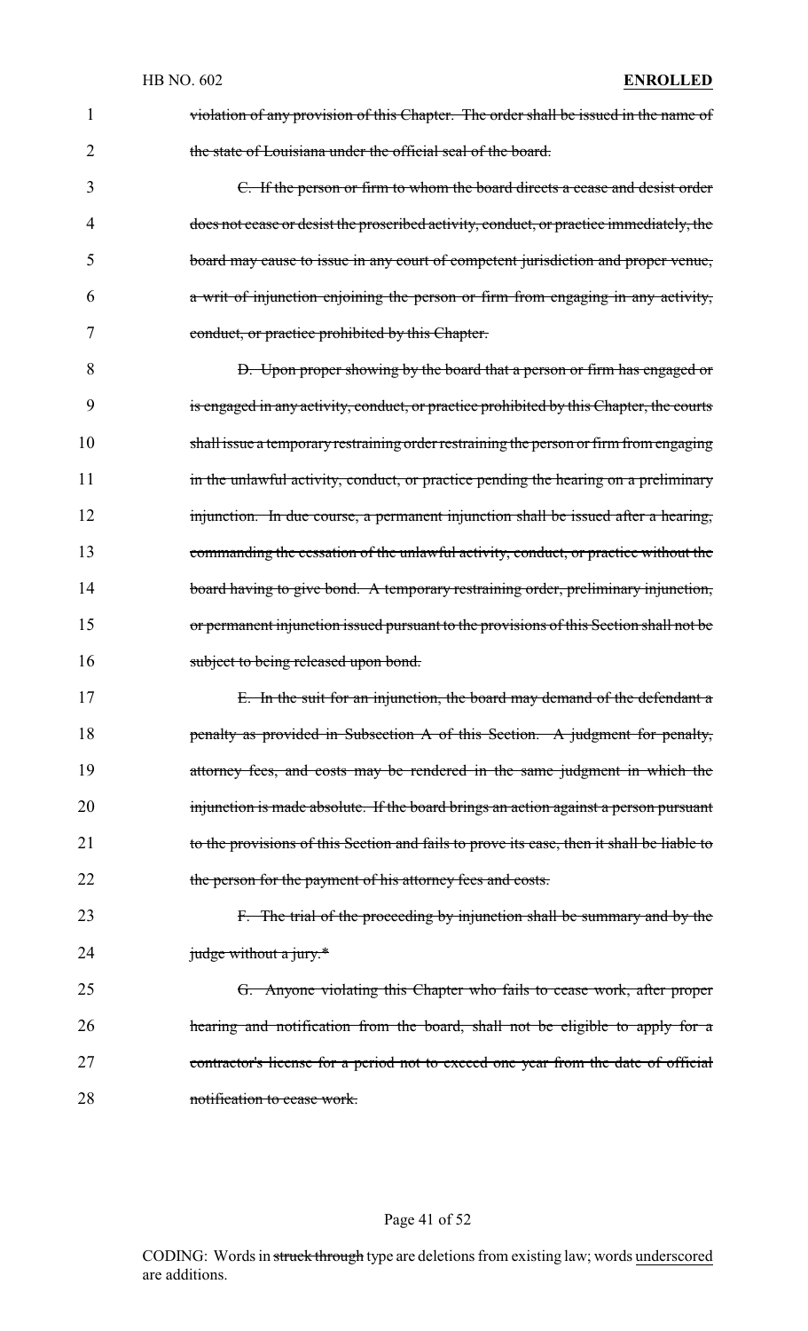~~violation of any provision of this Chapter. The order shall be issued in the name of the state of Louisiana under the official seal of the board.~~

~~C. If the person or firm to whom the board directs a cease and desist order does not cease or desist the proscribed activity, conduct, or practice immediately, the board may cause to issue in any court of competent jurisdiction and proper venue, a writ of injunction enjoining the person or firm from engaging in any activity, conduct, or practice prohibited by this Chapter.~~

~~D. Upon proper showing by the board that a person or firm has engaged or is engaged in any activity, conduct, or practice prohibited by this Chapter, the courts shall issue a temporary restraining order restraining the person or firm from engaging in the unlawful activity, conduct, or practice pending the hearing on a preliminary injunction. In due course, a permanent injunction shall be issued after a hearing, commanding the cessation of the unlawful activity, conduct, or practice without the board having to give bond. A temporary restraining order, preliminary injunction, or permanent injunction issued pursuant to the provisions of this Section shall not be subject to being released upon bond.~~

~~E. In the suit for an injunction, the board may demand of the defendant a penalty as provided in Subsection A of this Section. A judgment for penalty, attorney fees, and costs may be rendered in the same judgment in which the injunction is made absolute. If the board brings an action against a person pursuant to the provisions of this Section and fails to prove its case, then it shall be liable to the person for the payment of his attorney fees and costs.~~

~~F. The trial of the proceeding by injunction shall be summary and by the judge without a jury.*~~

~~G. Anyone violating this Chapter who fails to cease work, after proper hearing and notification from the board, shall not be eligible to apply for a contractor's license for a period not to exceed one year from the date of official notification to cease work.~~

CODING: Words in ~~struck through~~ type are deletions from existing law; words <u>underscored</u> are additions.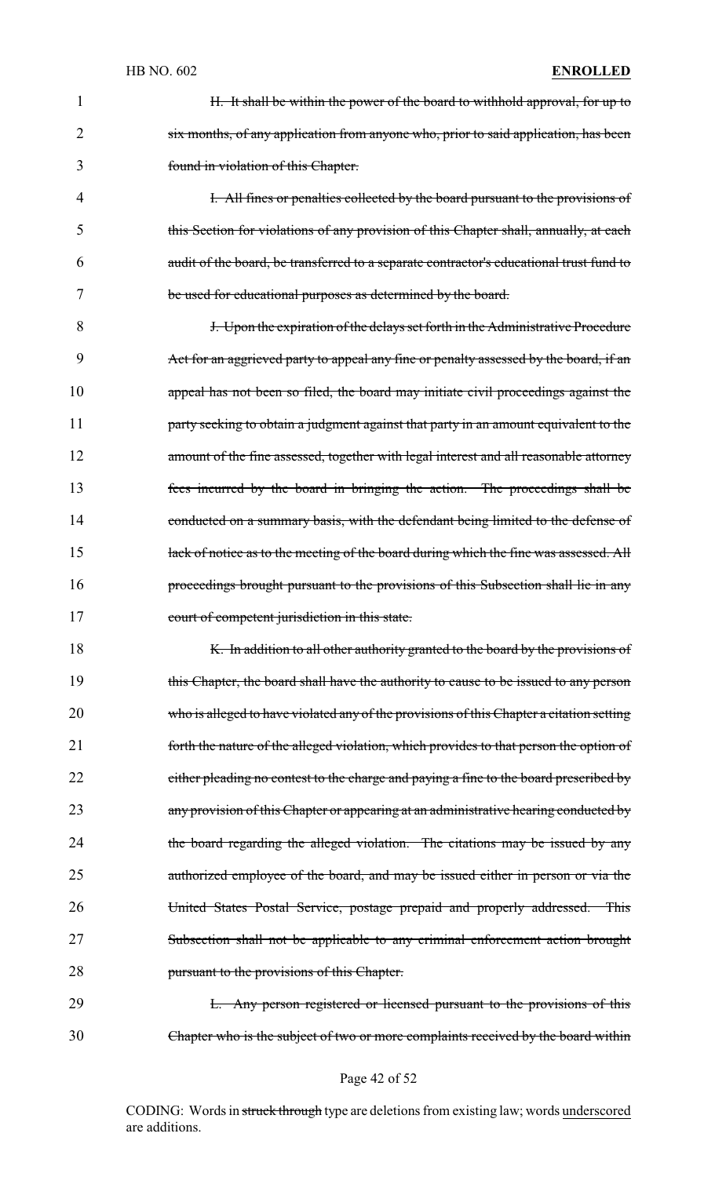~~H. It shall be within the power of the board to withhold approval, for up to six months, of any application from anyone who, prior to said application, has been found in violation of this Chapter.~~

~~I. All fines or penalties collected by the board pursuant to the provisions of this Section for violations of any provision of this Chapter shall, annually, at each audit of the board, be transferred to a separate contractor's educational trust fund to be used for educational purposes as determined by the board.~~

~~J. Upon the expiration of the delays set forth in the Administrative Procedure Act for an aggrieved party to appeal any fine or penalty assessed by the board, if an appeal has not been so filed, the board may initiate civil proceedings against the party seeking to obtain a judgment against that party in an amount equivalent to the amount of the fine assessed, together with legal interest and all reasonable attorney fees incurred by the board in bringing the action. The proceedings shall be conducted on a summary basis, with the defendant being limited to the defense of lack of notice as to the meeting of the board during which the fine was assessed. All proceedings brought pursuant to the provisions of this Subsection shall lie in any court of competent jurisdiction in this state.~~

~~K. In addition to all other authority granted to the board by the provisions of this Chapter, the board shall have the authority to cause to be issued to any person who is alleged to have violated any of the provisions of this Chapter a citation setting forth the nature of the alleged violation, which provides to that person the option of either pleading no contest to the charge and paying a fine to the board prescribed by any provision of this Chapter or appearing at an administrative hearing conducted by the board regarding the alleged violation. The citations may be issued by any authorized employee of the board, and may be issued either in person or via the United States Postal Service, postage prepaid and properly addressed. This Subsection shall not be applicable to any criminal enforcement action brought pursuant to the provisions of this Chapter.~~

~~L. Any person registered or licensed pursuant to the provisions of this Chapter who is the subject of two or more complaints received by the board within~~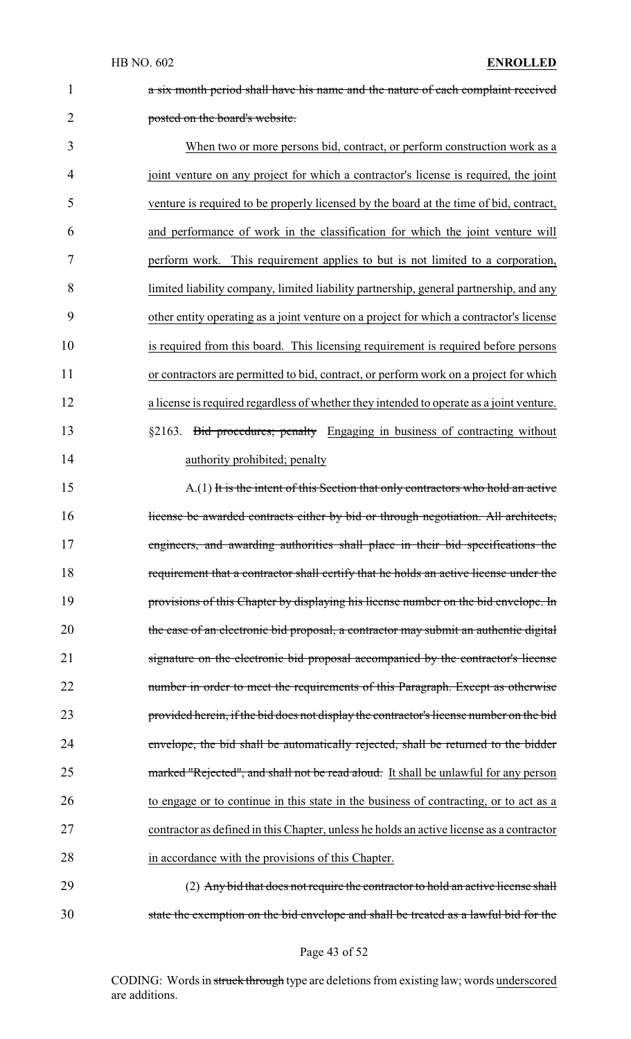~~a six month period shall have his name and the nature of each complaint received posted on the board's website.~~

<u>When two or more persons bid, contract, or perform construction work as a joint venture on any project for which a contractor's license is required, the joint venture is required to be properly licensed by the board at the time of bid, contract, and performance of work in the classification for which the joint venture will perform work. This requirement applies to but is not limited to a corporation, limited liability company, limited liability partnership, general partnership, and any other entity operating as a joint venture on a project for which a contractor's license is required from this board. This licensing requirement is required before persons or contractors are permitted to bid, contract, or perform work on a project for which a license is required regardless of whether they intended to operate as a joint venture.</u>

§2163. ~~Bid procedures; penalty~~ <u>Engaging in business of contracting without authority prohibited; penalty</u>

A.(1) ~~It is the intent of this Section that only contractors who hold an active license be awarded contracts either by bid or through negotiation. All architects, engineers, and awarding authorities shall place in their bid specifications the requirement that a contractor shall certify that he holds an active license under the provisions of this Chapter by displaying his license number on the bid envelope. In the case of an electronic bid proposal, a contractor may submit an authentic digital signature on the electronic bid proposal accompanied by the contractor's license number in order to meet the requirements of this Paragraph. Except as otherwise provided herein, if the bid does not display the contractor's license number on the bid envelope, the bid shall be automatically rejected, shall be returned to the bidder marked "Rejected", and shall not be read aloud.~~ <u>It shall be unlawful for any person to engage or to continue in this state in the business of contracting, or to act as a contractor as defined in this Chapter, unless he holds an active license as a contractor in accordance with the provisions of this Chapter.</u>

(2) ~~Any bid that does not require the contractor to hold an active license shall state the exemption on the bid envelope and shall be treated as a lawful bid for the~~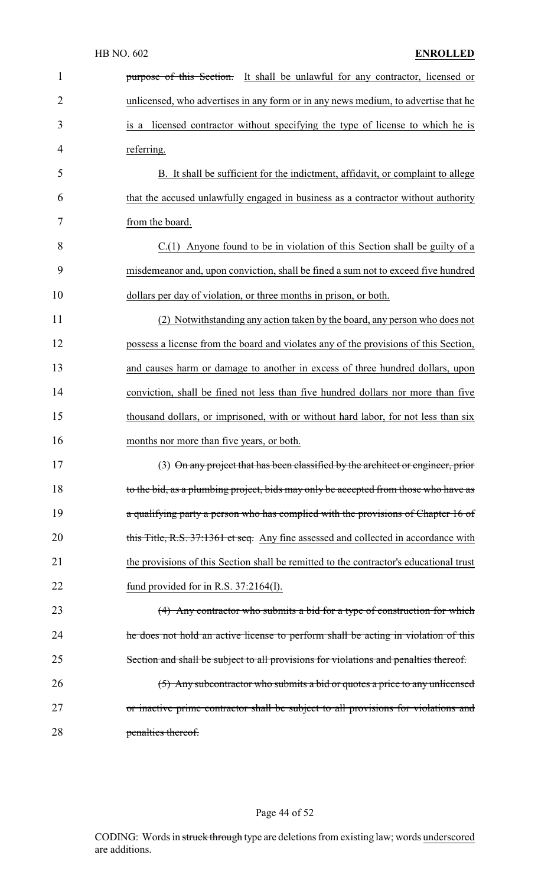~~purpose of this Section.~~ It shall be unlawful for any contractor, licensed or unlicensed, who advertises in any form or in any news medium, to advertise that he is a licensed contractor without specifying the type of license to which he is referring.

B. It shall be sufficient for the indictment, affidavit, or complaint to allege that the accused unlawfully engaged in business as a contractor without authority from the board.

C.(1) Anyone found to be in violation of this Section shall be guilty of a misdemeanor and, upon conviction, shall be fined a sum not to exceed five hundred dollars per day of violation, or three months in prison, or both.

(2) Notwithstanding any action taken by the board, any person who does not possess a license from the board and violates any of the provisions of this Section, and causes harm or damage to another in excess of three hundred dollars, upon conviction, shall be fined not less than five hundred dollars nor more than five thousand dollars, or imprisoned, with or without hard labor, for not less than six months nor more than five years, or both.

(3) ~~On any project that has been classified by the architect or engineer, prior to the bid, as a plumbing project, bids may only be accepted from those who have as a qualifying party a person who has complied with the provisions of Chapter 16 of this Title, R.S. 37:1361 et seq.~~ Any fine assessed and collected in accordance with the provisions of this Section shall be remitted to the contractor's educational trust fund provided for in R.S. 37:2164(I).

~~(4) Any contractor who submits a bid for a type of construction for which he does not hold an active license to perform shall be acting in violation of this Section and shall be subject to all provisions for violations and penalties thereof.~~

~~(5) Any subcontractor who submits a bid or quotes a price to any unlicensed or inactive prime contractor shall be subject to all provisions for violations and penalties thereof.~~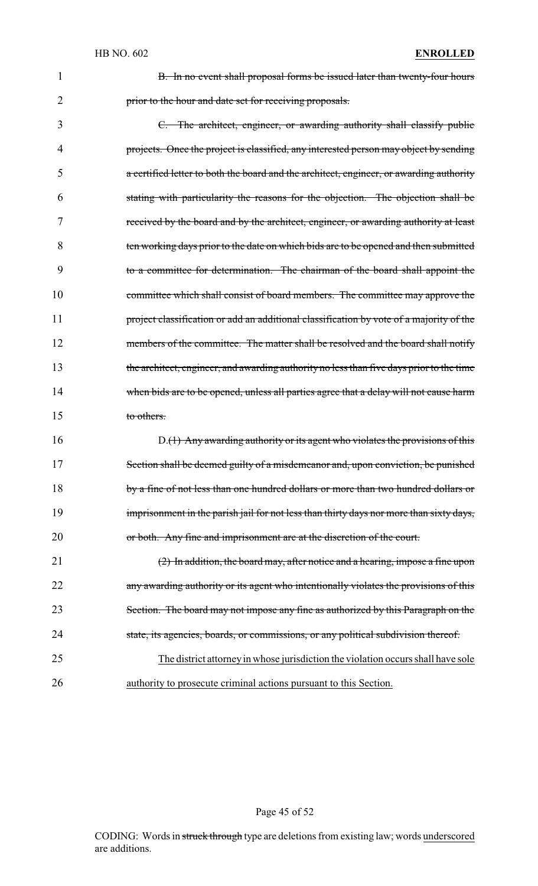~~B. In no event shall proposal forms be issued later than twenty-four hours prior to the hour and date set for receiving proposals.~~

~~C. The architect, engineer, or awarding authority shall classify public projects. Once the project is classified, any interested person may object by sending a certified letter to both the board and the architect, engineer, or awarding authority stating with particularity the reasons for the objection. The objection shall be received by the board and by the architect, engineer, or awarding authority at least ten working days prior to the date on which bids are to be opened and then submitted to a committee for determination. The chairman of the board shall appoint the committee which shall consist of board members. The committee may approve the project classification or add an additional classification by vote of a majority of the members of the committee. The matter shall be resolved and the board shall notify the architect, engineer, and awarding authority no less than five days prior to the time when bids are to be opened, unless all parties agree that a delay will not cause harm to others.~~

D.~~(1) Any awarding authority or its agent who violates the provisions of this Section shall be deemed guilty of a misdemeanor and, upon conviction, be punished by a fine of not less than one hundred dollars or more than two hundred dollars or imprisonment in the parish jail for not less than thirty days nor more than sixty days, or both. Any fine and imprisonment are at the discretion of the court.~~

~~(2) In addition, the board may, after notice and a hearing, impose a fine upon any awarding authority or its agent who intentionally violates the provisions of this Section. The board may not impose any fine as authorized by this Paragraph on the state, its agencies, boards, or commissions, or any political subdivision thereof.~~

<u>The district attorney in whose jurisdiction the violation occurs shall have sole authority to prosecute criminal actions pursuant to this Section.</u>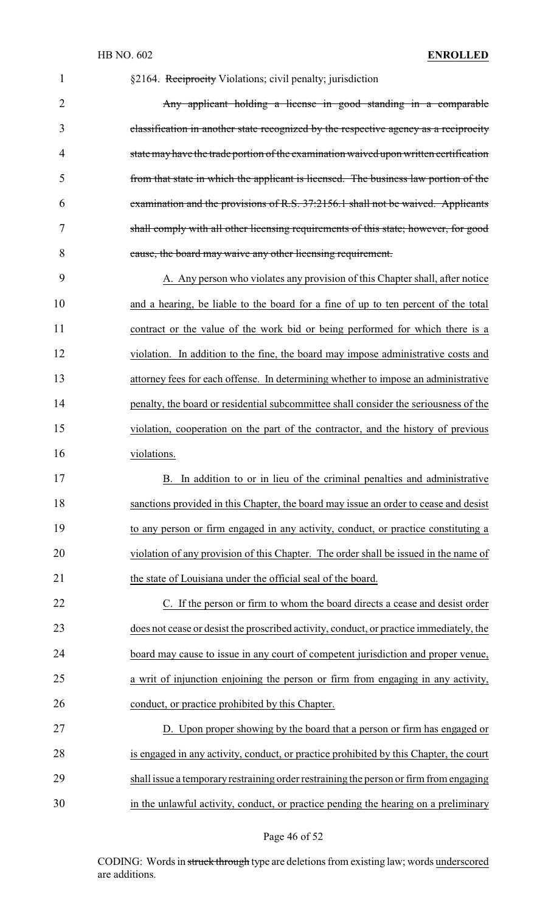§2164. ~~Reciprocity~~ Violations; civil penalty; jurisdiction

~~Any applicant holding a license in good standing in a comparable classification in another state recognized by the respective agency as a reciprocity state may have the trade portion of the examination waived upon written certification from that state in which the applicant is licensed. The business law portion of the examination and the provisions of R.S. 37:2156.1 shall not be waived. Applicants shall comply with all other licensing requirements of this state; however, for good cause, the board may waive any other licensing requirement.~~

A. Any person who violates any provision of this Chapter shall, after notice and a hearing, be liable to the board for a fine of up to ten percent of the total contract or the value of the work bid or being performed for which there is a violation. In addition to the fine, the board may impose administrative costs and attorney fees for each offense. In determining whether to impose an administrative penalty, the board or residential subcommittee shall consider the seriousness of the violation, cooperation on the part of the contractor, and the history of previous violations.

B. In addition to or in lieu of the criminal penalties and administrative sanctions provided in this Chapter, the board may issue an order to cease and desist to any person or firm engaged in any activity, conduct, or practice constituting a violation of any provision of this Chapter. The order shall be issued in the name of the state of Louisiana under the official seal of the board.

C. If the person or firm to whom the board directs a cease and desist order does not cease or desist the proscribed activity, conduct, or practice immediately, the board may cause to issue in any court of competent jurisdiction and proper venue, a writ of injunction enjoining the person or firm from engaging in any activity, conduct, or practice prohibited by this Chapter.

D. Upon proper showing by the board that a person or firm has engaged or is engaged in any activity, conduct, or practice prohibited by this Chapter, the court shall issue a temporary restraining order restraining the person or firm from engaging in the unlawful activity, conduct, or practice pending the hearing on a preliminary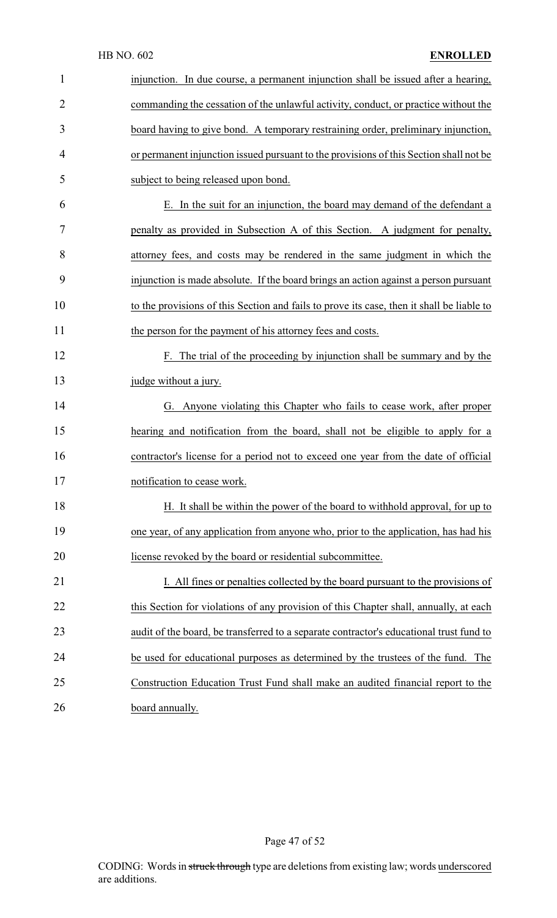injunction. In due course, a permanent injunction shall be issued after a hearing, commanding the cessation of the unlawful activity, conduct, or practice without the board having to give bond. A temporary restraining order, preliminary injunction, or permanent injunction issued pursuant to the provisions of this Section shall not be subject to being released upon bond.

E. In the suit for an injunction, the board may demand of the defendant a penalty as provided in Subsection A of this Section. A judgment for penalty, attorney fees, and costs may be rendered in the same judgment in which the injunction is made absolute. If the board brings an action against a person pursuant to the provisions of this Section and fails to prove its case, then it shall be liable to the person for the payment of his attorney fees and costs.

F. The trial of the proceeding by injunction shall be summary and by the judge without a jury.

G. Anyone violating this Chapter who fails to cease work, after proper hearing and notification from the board, shall not be eligible to apply for a contractor's license for a period not to exceed one year from the date of official notification to cease work.

H. It shall be within the power of the board to withhold approval, for up to one year, of any application from anyone who, prior to the application, has had his license revoked by the board or residential subcommittee.

I. All fines or penalties collected by the board pursuant to the provisions of this Section for violations of any provision of this Chapter shall, annually, at each audit of the board, be transferred to a separate contractor's educational trust fund to be used for educational purposes as determined by the trustees of the fund. The Construction Education Trust Fund shall make an audited financial report to the board annually.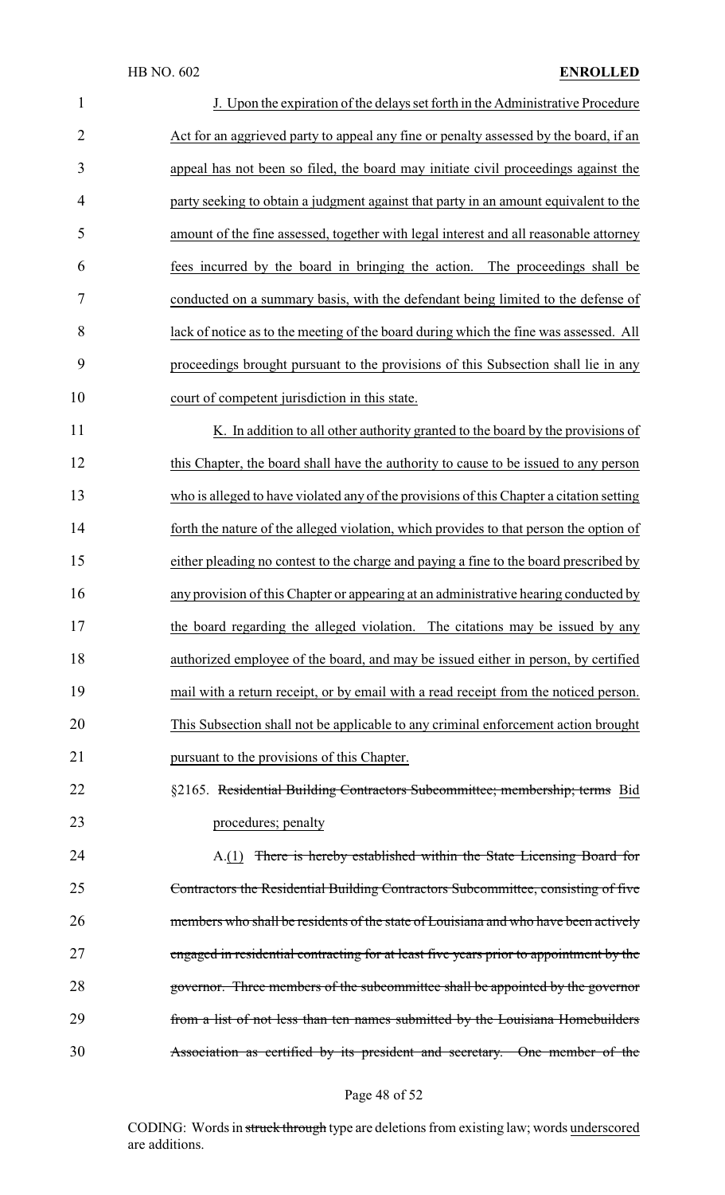J. Upon the expiration of the delays set forth in the Administrative Procedure Act for an aggrieved party to appeal any fine or penalty assessed by the board, if an appeal has not been so filed, the board may initiate civil proceedings against the party seeking to obtain a judgment against that party in an amount equivalent to the amount of the fine assessed, together with legal interest and all reasonable attorney fees incurred by the board in bringing the action. The proceedings shall be conducted on a summary basis, with the defendant being limited to the defense of lack of notice as to the meeting of the board during which the fine was assessed. All proceedings brought pursuant to the provisions of this Subsection shall lie in any court of competent jurisdiction in this state.

K. In addition to all other authority granted to the board by the provisions of this Chapter, the board shall have the authority to cause to be issued to any person who is alleged to have violated any of the provisions of this Chapter a citation setting forth the nature of the alleged violation, which provides to that person the option of either pleading no contest to the charge and paying a fine to the board prescribed by any provision of this Chapter or appearing at an administrative hearing conducted by the board regarding the alleged violation. The citations may be issued by any authorized employee of the board, and may be issued either in person, by certified mail with a return receipt, or by email with a read receipt from the noticed person. This Subsection shall not be applicable to any criminal enforcement action brought pursuant to the provisions of this Chapter.

§2165. ~~Residential Building Contractors Subcommittee; membership; terms~~ Bid procedures; penalty

A.(1) ~~There is hereby established within the State Licensing Board for Contractors the Residential Building Contractors Subcommittee, consisting of five members who shall be residents of the state of Louisiana and who have been actively engaged in residential contracting for at least five years prior to appointment by the governor. Three members of the subcommittee shall be appointed by the governor from a list of not less than ten names submitted by the Louisiana Homebuilders Association as certified by its president and secretary. One member of the~~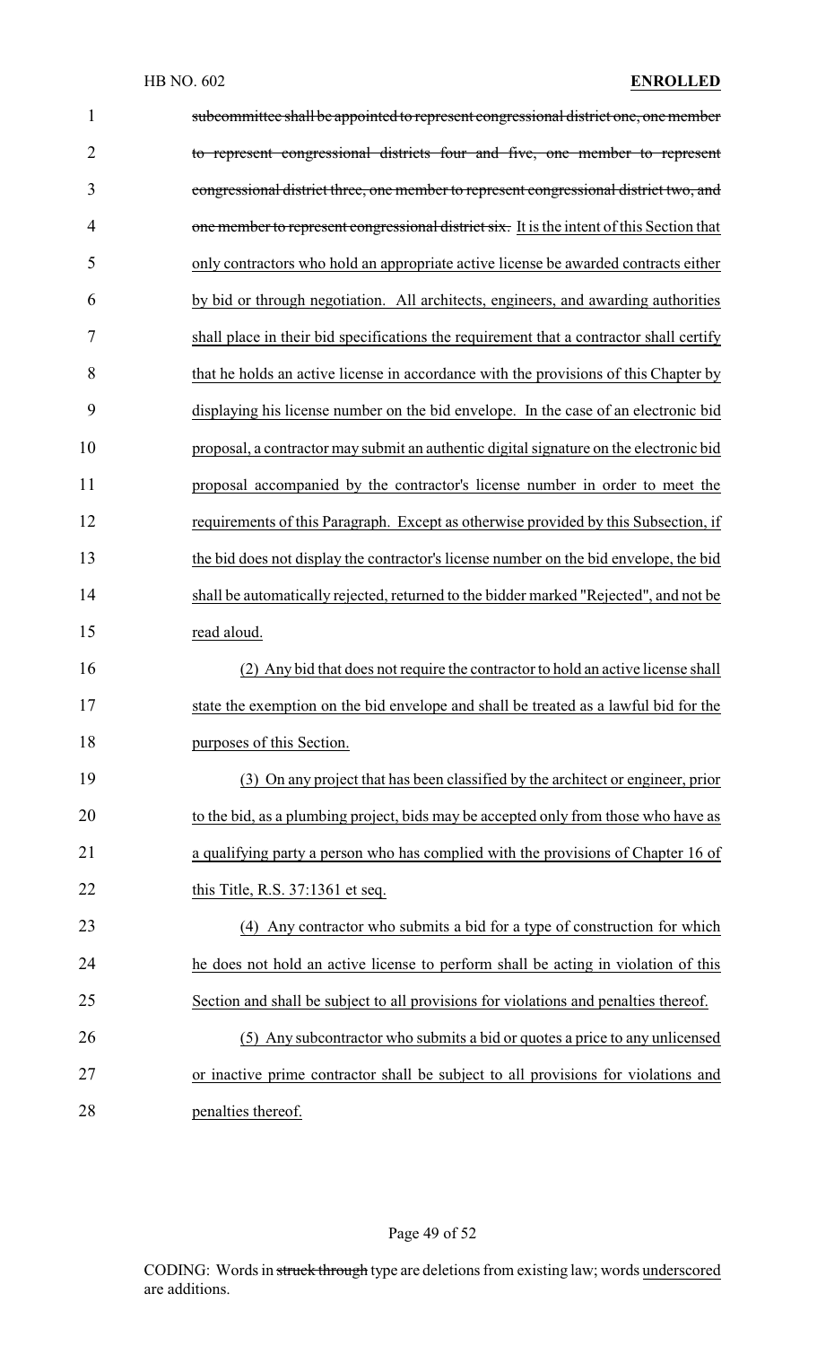~~subcommittee shall be appointed to represent congressional district one, one member to represent congressional districts four and five, one member to represent congressional district three, one member to represent congressional district two, and one member to represent congressional district six.~~ It is the intent of this Section that only contractors who hold an appropriate active license be awarded contracts either by bid or through negotiation. All architects, engineers, and awarding authorities shall place in their bid specifications the requirement that a contractor shall certify that he holds an active license in accordance with the provisions of this Chapter by displaying his license number on the bid envelope. In the case of an electronic bid proposal, a contractor may submit an authentic digital signature on the electronic bid proposal accompanied by the contractor's license number in order to meet the requirements of this Paragraph. Except as otherwise provided by this Subsection, if the bid does not display the contractor's license number on the bid envelope, the bid shall be automatically rejected, returned to the bidder marked "Rejected", and not be read aloud.

(2) Any bid that does not require the contractor to hold an active license shall state the exemption on the bid envelope and shall be treated as a lawful bid for the purposes of this Section.

(3) On any project that has been classified by the architect or engineer, prior to the bid, as a plumbing project, bids may be accepted only from those who have as a qualifying party a person who has complied with the provisions of Chapter 16 of this Title, R.S. 37:1361 et seq.

(4) Any contractor who submits a bid for a type of construction for which he does not hold an active license to perform shall be acting in violation of this Section and shall be subject to all provisions for violations and penalties thereof.

(5) Any subcontractor who submits a bid or quotes a price to any unlicensed or inactive prime contractor shall be subject to all provisions for violations and penalties thereof.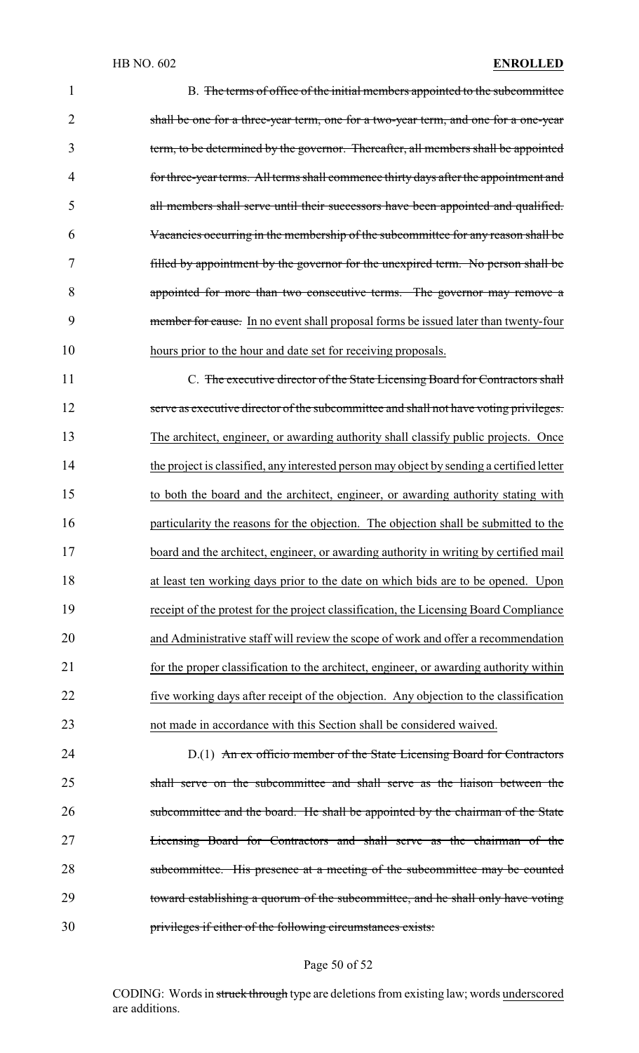B. ~~The terms of office of the initial members appointed to the subcommittee shall be one for a three-year term, one for a two-year term, and one for a one-year term, to be determined by the governor. Thereafter, all members shall be appointed for three-year terms. All terms shall commence thirty days after the appointment and all members shall serve until their successors have been appointed and qualified. Vacancies occurring in the membership of the subcommittee for any reason shall be filled by appointment by the governor for the unexpired term. No person shall be appointed for more than two consecutive terms. The governor may remove a member for cause.~~ <u>In no event shall proposal forms be issued later than twenty-four hours prior to the hour and date set for receiving proposals.</u>

C. ~~The executive director of the State Licensing Board for Contractors shall serve as executive director of the subcommittee and shall not have voting privileges.~~ <u>The architect, engineer, or awarding authority shall classify public projects. Once the project is classified, any interested person may object by sending a certified letter to both the board and the architect, engineer, or awarding authority stating with particularity the reasons for the objection. The objection shall be submitted to the board and the architect, engineer, or awarding authority in writing by certified mail at least ten working days prior to the date on which bids are to be opened. Upon receipt of the protest for the project classification, the Licensing Board Compliance and Administrative staff will review the scope of work and offer a recommendation for the proper classification to the architect, engineer, or awarding authority within five working days after receipt of the objection. Any objection to the classification not made in accordance with this Section shall be considered waived.</u>

D.(1) ~~An ex officio member of the State Licensing Board for Contractors shall serve on the subcommittee and shall serve as the liaison between the subcommittee and the board. He shall be appointed by the chairman of the State Licensing Board for Contractors and shall serve as the chairman of the subcommittee. His presence at a meeting of the subcommittee may be counted toward establishing a quorum of the subcommittee, and he shall only have voting privileges if either of the following circumstances exists:~~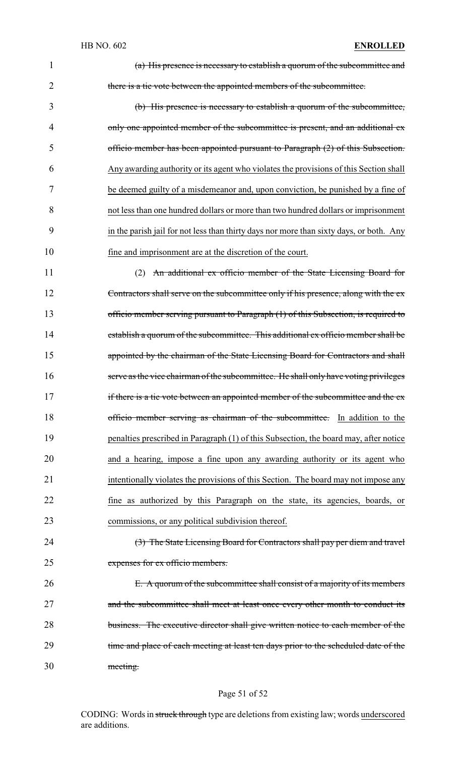(a) His presence is necessary to establish a quorum of the subcommittee and there is a tie vote between the appointed members of the subcommittee.

(b) His presence is necessary to establish a quorum of the subcommittee, only one appointed member of the subcommittee is present, and an additional ex officio member has been appointed pursuant to Paragraph (2) of this Subsection. Any awarding authority or its agent who violates the provisions of this Section shall be deemed guilty of a misdemeanor and, upon conviction, be punished by a fine of not less than one hundred dollars or more than two hundred dollars or imprisonment in the parish jail for not less than thirty days nor more than sixty days, or both. Any fine and imprisonment are at the discretion of the court.

(2) An additional ex officio member of the State Licensing Board for Contractors shall serve on the subcommittee only if his presence, along with the ex officio member serving pursuant to Paragraph (1) of this Subsection, is required to establish a quorum of the subcommittee. This additional ex officio member shall be appointed by the chairman of the State Licensing Board for Contractors and shall serve as the vice chairman of the subcommittee. He shall only have voting privileges if there is a tie vote between an appointed member of the subcommittee and the ex officio member serving as chairman of the subcommittee. In addition to the penalties prescribed in Paragraph (1) of this Subsection, the board may, after notice and a hearing, impose a fine upon any awarding authority or its agent who intentionally violates the provisions of this Section. The board may not impose any fine as authorized by this Paragraph on the state, its agencies, boards, or commissions, or any political subdivision thereof.

(3) The State Licensing Board for Contractors shall pay per diem and travel expenses for ex officio members.

E. A quorum of the subcommittee shall consist of a majority of its members and the subcommittee shall meet at least once every other month to conduct its business. The executive director shall give written notice to each member of the time and place of each meeting at least ten days prior to the scheduled date of the meeting.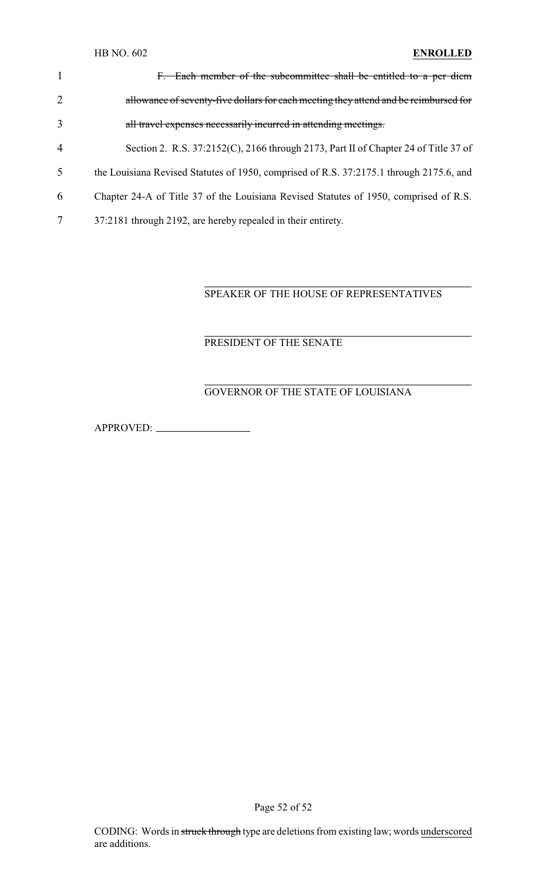~~F. Each member of the subcommittee shall be entitled to a per diem allowance of seventy-five dollars for each meeting they attend and be reimbursed for all travel expenses necessarily incurred in attending meetings.~~

Section 2. R.S. 37:2152(C), 2166 through 2173, Part II of Chapter 24 of Title 37 of the Louisiana Revised Statutes of 1950, comprised of R.S. 37:2175.1 through 2175.6, and Chapter 24-A of Title 37 of the Louisiana Revised Statutes of 1950, comprised of R.S. 37:2181 through 2192, are hereby repealed in their entirety.

SPEAKER OF THE HOUSE OF REPRESENTATIVES

PRESIDENT OF THE SENATE

GOVERNOR OF THE STATE OF LOUISIANA

APPROVED: \_\_\_\_\_\_\_\_\_\_\_\_\_\_\_\_\_\_

CODING: Words in ~~struck through~~ type are deletions from existing law; words <u>underscored</u> are additions.